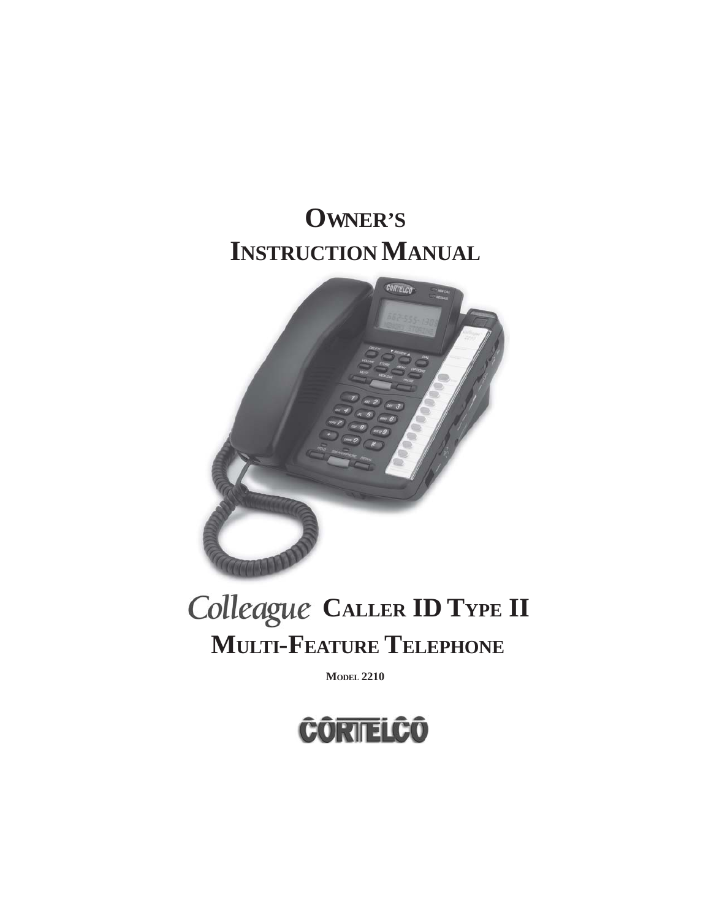# OWNER'S INSTRUCTION MANUAL

# *Colleague* CALLER ID TYPE II MULTI-FEATURE TELEPHONE

**MODEL 2210**

CORTELCO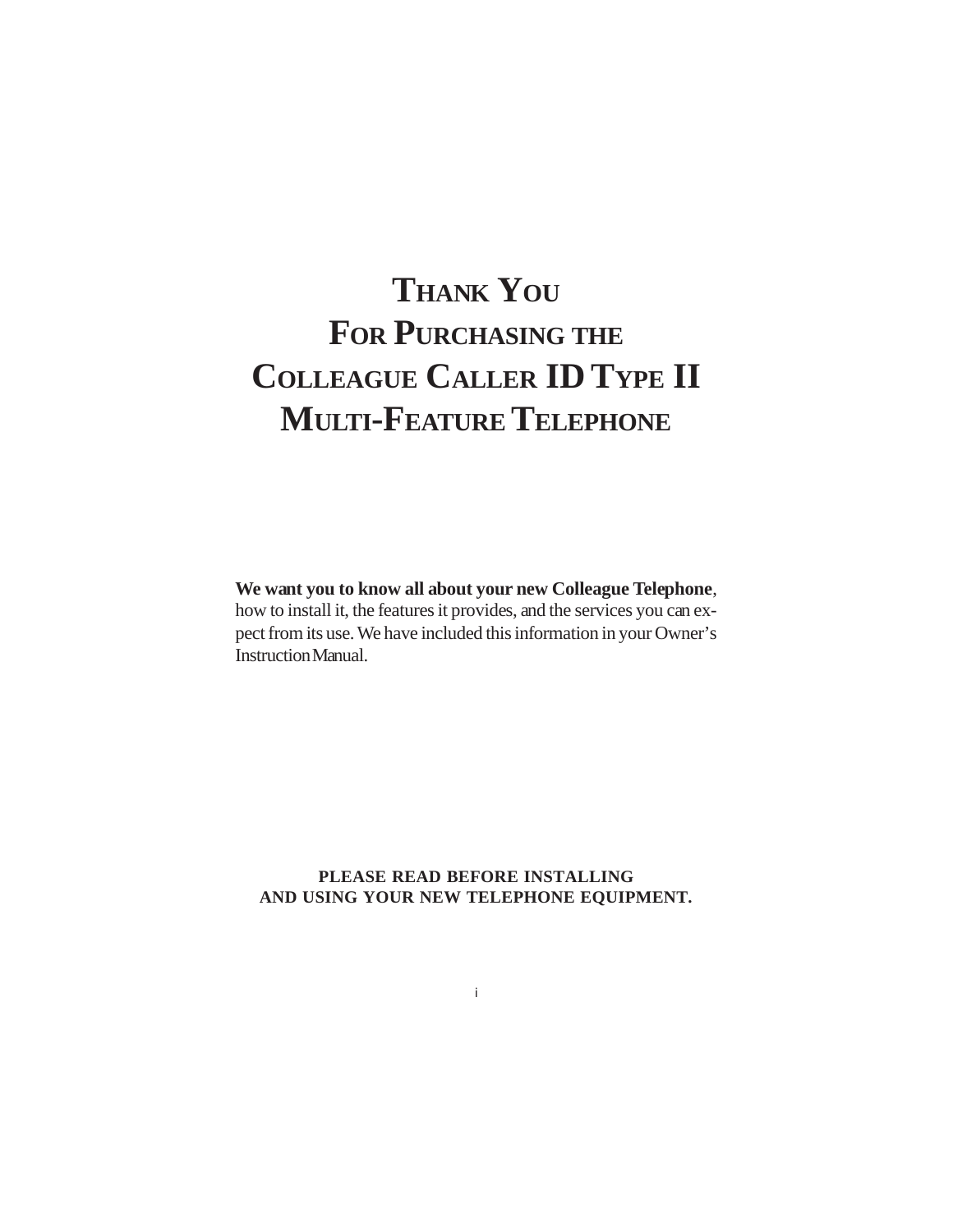# Thank You For Purchasing the Colleague Caller ID Type II Multi-Feature Telephone

**We want you to know all about your new Colleague Telephone**, how to install it, the features it provides, and the services you can expect from its use. We have included this information in your Owner's Instruction Manual.

**PLEASE READ BEFORE INSTALLING AND USING YOUR NEW TELEPHONE EQUIPMENT.**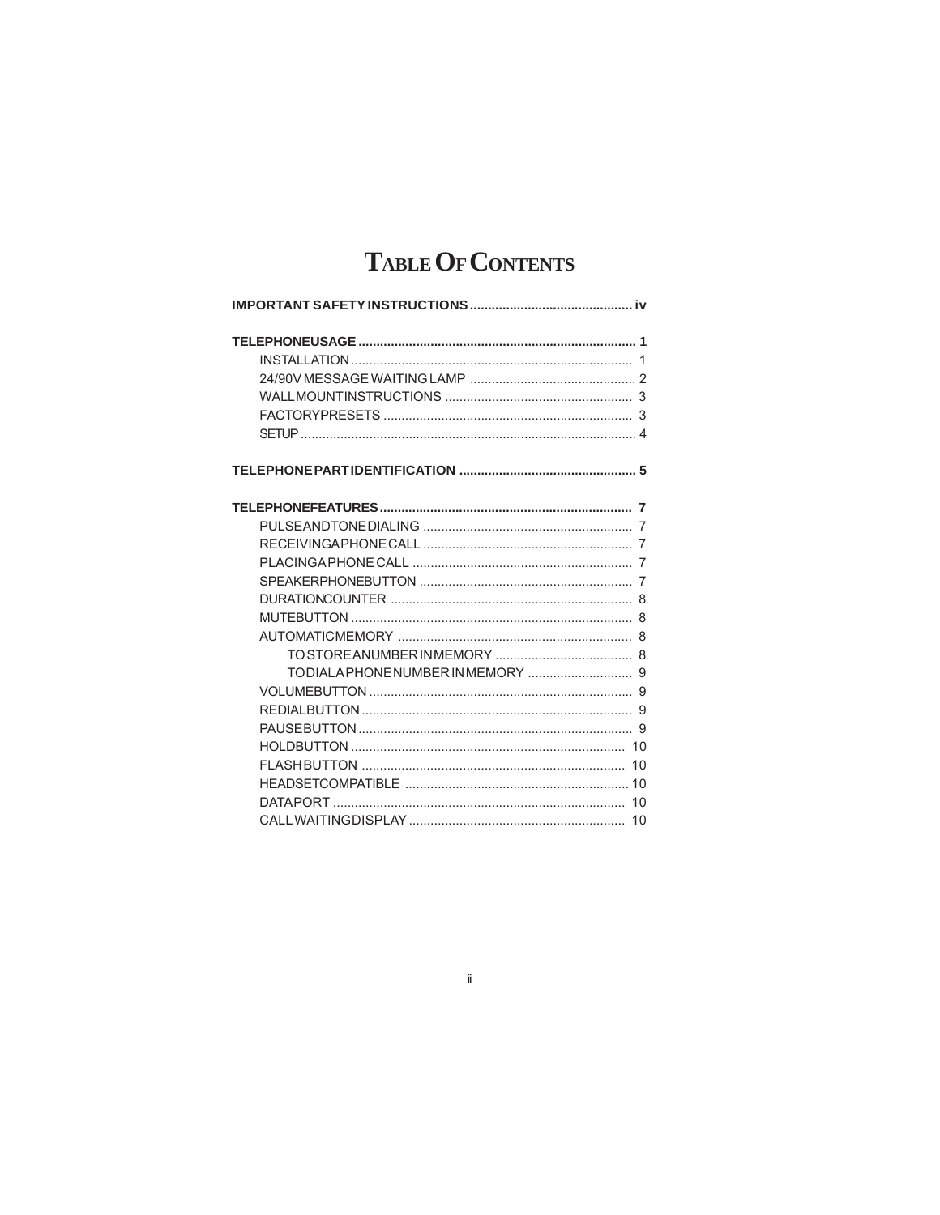# TABLE OF CONTENTS

**IMPORTANT SAFETY INSTRUCTIONS ............................................ iv**

**TELEPHONEUSAGE ........................................................................... 1**

- INSTALLATION ............................................................................ 1
- 24/90V MESSAGE WAITING LAMP ............................................. 2
- WALLMOUNTINSTRUCTIONS ................................................... 3
- FACTORYPRESETS .................................................................... 3
- SETUP ........................................................................................... 4

**TELEPHONE PARTIDENTIFICATION ................................................ 5**

**TELEPHONEFEATURES..................................................................... 7**

- PULSEANDTONEDIALING .......................................................... 7
- RECEIVINGAPHONECALL .......................................................... 7
- PLACINGAPHONE CALL ............................................................ 7
- SPEAKERPHONEBUTTON .......................................................... 7
- DURATIONCOUNTER .................................................................. 8
- MUTEBUTTON ............................................................................. 8
- AUTOMATICMEMORY ................................................................ 8
  - TOSTOREANUMBERINMEMORY ...................................... 8
  - TODIALAPHONENUMBERINMEMORY ............................. 9
- VOLUMEBUTTON ......................................................................... 9
- REDIALBUTTON ........................................................................... 9
- PAUSEBUTTON ............................................................................ 9
- HOLDBUTTON ............................................................................ 10
- FLASHBUTTON .......................................................................... 10
- HEADSETCOMPATIBLE ............................................................. 10
- DATAPORT ................................................................................. 10
- CALLWAITINGDISPLAY ............................................................ 10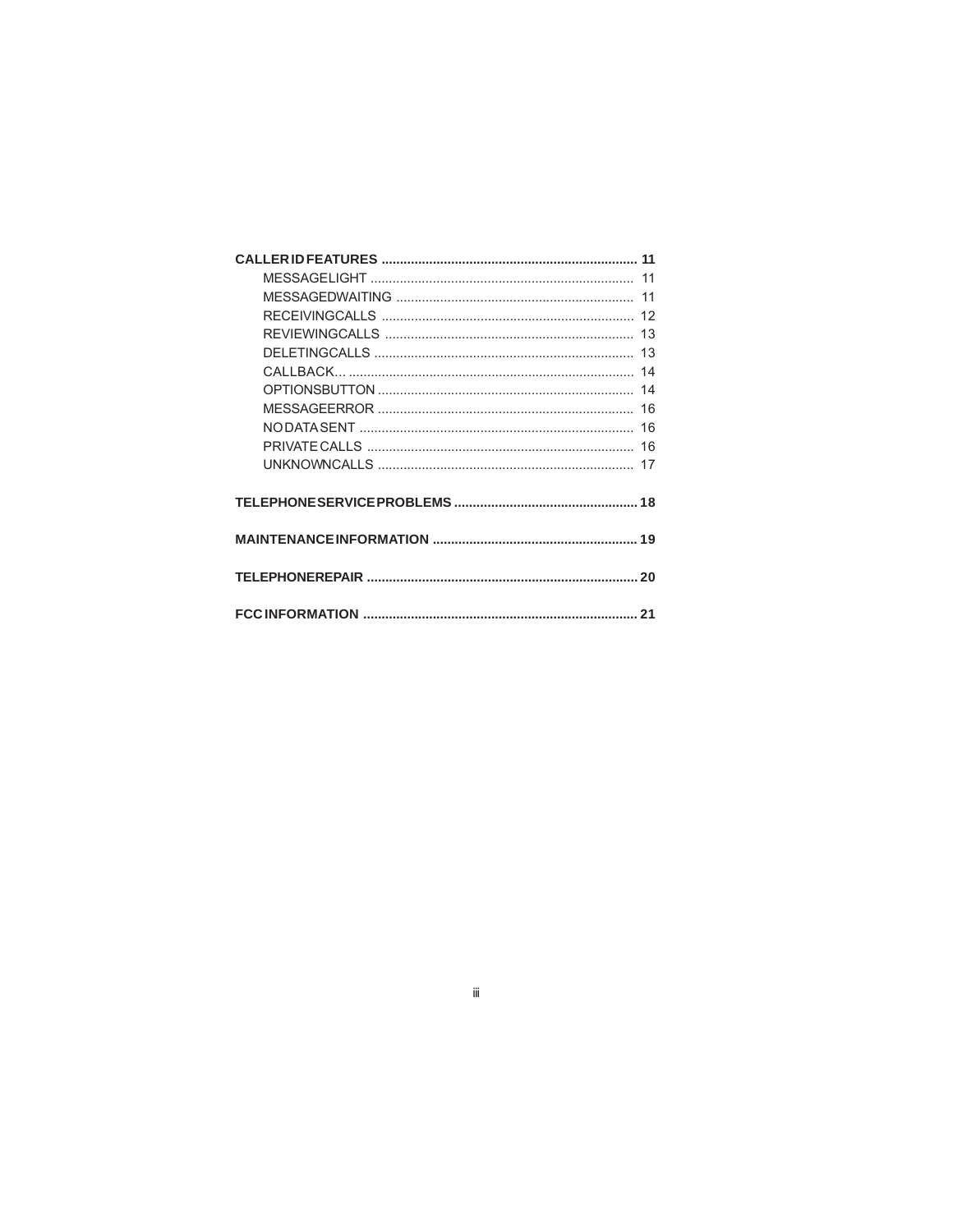**CALLER ID FEATURES ..................................................................... 11**

MESSAGE LIGHT ....................................................................... 11
MESSAGED WAITING ................................................................ 11
RECEIVING CALLS .................................................................... 12
REVIEWING CALLS ................................................................... 13
DELETING CALLS ...................................................................... 13
CALLBACK... ............................................................................. 14
OPTIONS BUTTON .................................................................... 14
MESSAGE ERROR ..................................................................... 16
NO DATA SENT .......................................................................... 16
PRIVATE CALLS ........................................................................ 16
UNKNOWN CALLS ..................................................................... 17

**TELEPHONE SERVICE PROBLEMS .................................................. 18**

**MAINTENANCE INFORMATION ....................................................... 19**

**TELEPHONE REPAIR ......................................................................... 20**

**FCC INFORMATION .......................................................................... 21**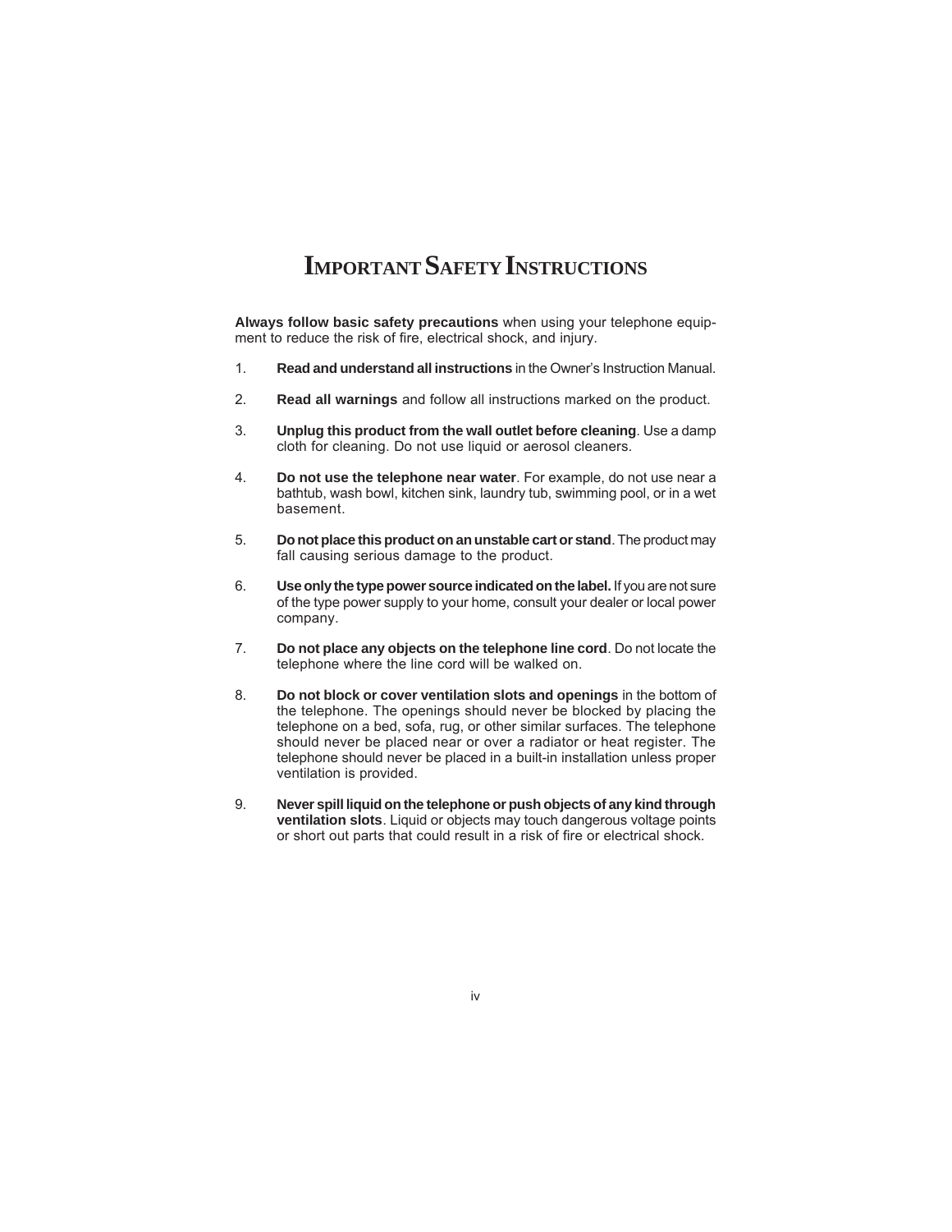# IMPORTANT SAFETY INSTRUCTIONS

**Always follow basic safety precautions** when using your telephone equipment to reduce the risk of fire, electrical shock, and injury.

1. **Read and understand all instructions** in the Owner's Instruction Manual.

2. **Read all warnings** and follow all instructions marked on the product.

3. **Unplug this product from the wall outlet before cleaning**. Use a damp cloth for cleaning. Do not use liquid or aerosol cleaners.

4. **Do not use the telephone near water**. For example, do not use near a bathtub, wash bowl, kitchen sink, laundry tub, swimming pool, or in a wet basement.

5. **Do not place this product on an unstable cart or stand**. The product may fall causing serious damage to the product.

6. **Use only the type power source indicated on the label.** If you are not sure of the type power supply to your home, consult your dealer or local power company.

7. **Do not place any objects on the telephone line cord**. Do not locate the telephone where the line cord will be walked on.

8. **Do not block or cover ventilation slots and openings** in the bottom of the telephone. The openings should never be blocked by placing the telephone on a bed, sofa, rug, or other similar surfaces. The telephone should never be placed near or over a radiator or heat register. The telephone should never be placed in a built-in installation unless proper ventilation is provided.

9. **Never spill liquid on the telephone or push objects of any kind through ventilation slots**. Liquid or objects may touch dangerous voltage points or short out parts that could result in a risk of fire or electrical shock.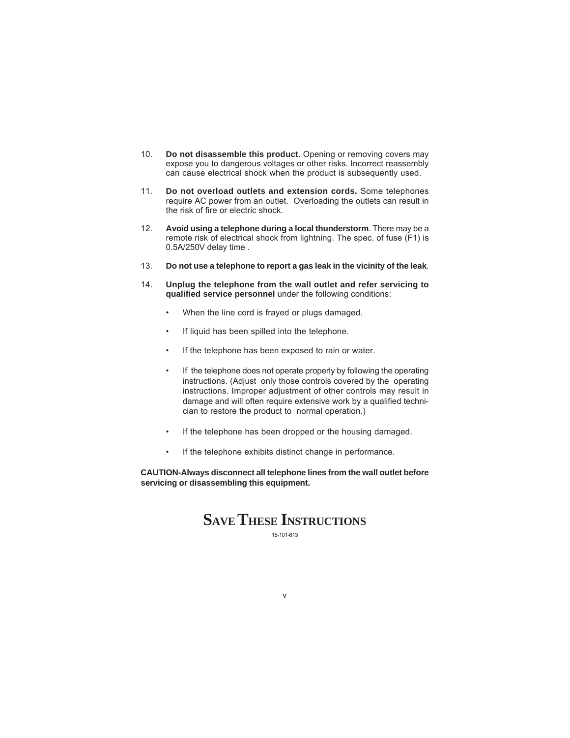10. **Do not disassemble this product**. Opening or removing covers may expose you to dangerous voltages or other risks. Incorrect reassembly can cause electrical shock when the product is subsequently used.

11. **Do not overload outlets and extension cords.** Some telephones require AC power from an outlet. Overloading the outlets can result in the risk of fire or electric shock.

12. **Avoid using a telephone during a local thunderstorm**. There may be a remote risk of electrical shock from lightning. The spec. of fuse (F1) is 0.5A/250V delay time .

13. **Do not use a telephone to report a gas leak in the vicinity of the leak**.

14. **Unplug the telephone from the wall outlet and refer servicing to qualified service personnel** under the following conditions:

    - When the line cord is frayed or plugs damaged.
    - If liquid has been spilled into the telephone.
    - If the telephone has been exposed to rain or water.
    - If the telephone does not operate properly by following the operating instructions. (Adjust only those controls covered by the operating instructions. Improper adjustment of other controls may result in damage and will often require extensive work by a qualified technician to restore the product to normal operation.)
    - If the telephone has been dropped or the housing damaged.
    - If the telephone exhibits distinct change in performance.

**CAUTION-Always disconnect all telephone lines from the wall outlet before servicing or disassembling this equipment.**

# SAVE THESE INSTRUCTIONS

15-101-613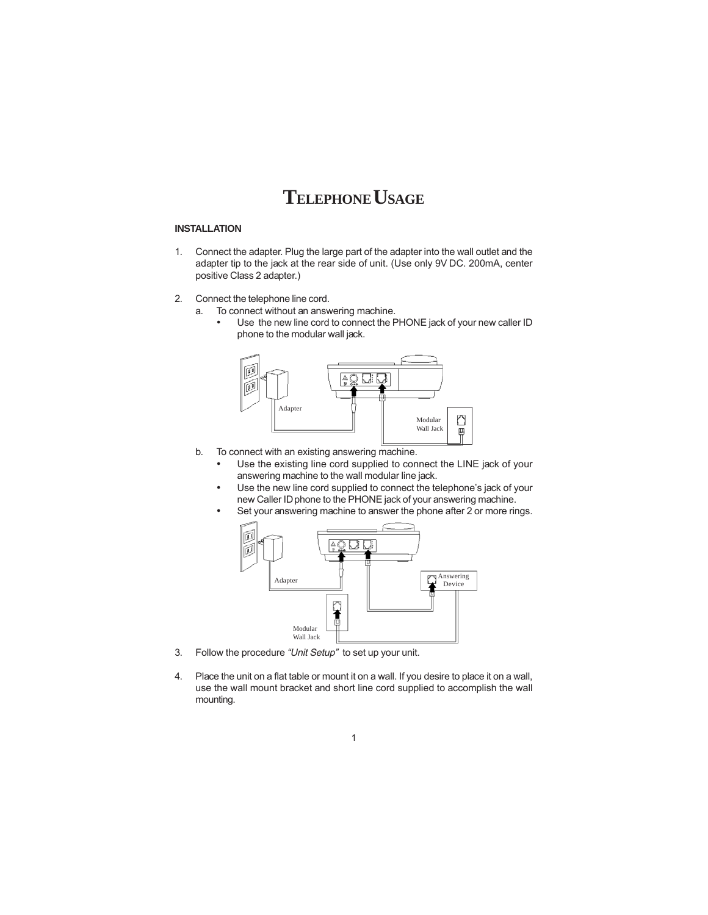# TELEPHONE USAGE

**INSTALLATION**

1. Connect the adapter. Plug the large part of the adapter into the wall outlet and the adapter tip to the jack at the rear side of unit. (Use only 9V DC. 200mA, center positive Class 2 adapter.)

2. Connect the telephone line cord.
   a. To connect without an answering machine.
      - Use the new line cord to connect the PHONE jack of your new caller ID phone to the modular wall jack.

   b. To connect with an existing answering machine.
      - Use the existing line cord supplied to connect the LINE jack of your answering machine to the wall modular line jack.
      - Use the new line cord supplied to connect the telephone's jack of your new Caller ID phone to the PHONE jack of your answering machine.
      - Set your answering machine to answer the phone after 2 or more rings.

3. Follow the procedure *"Unit Setup"* to set up your unit.

4. Place the unit on a flat table or mount it on a wall. If you desire to place it on a wall, use the wall mount bracket and short line cord supplied to accomplish the wall mounting.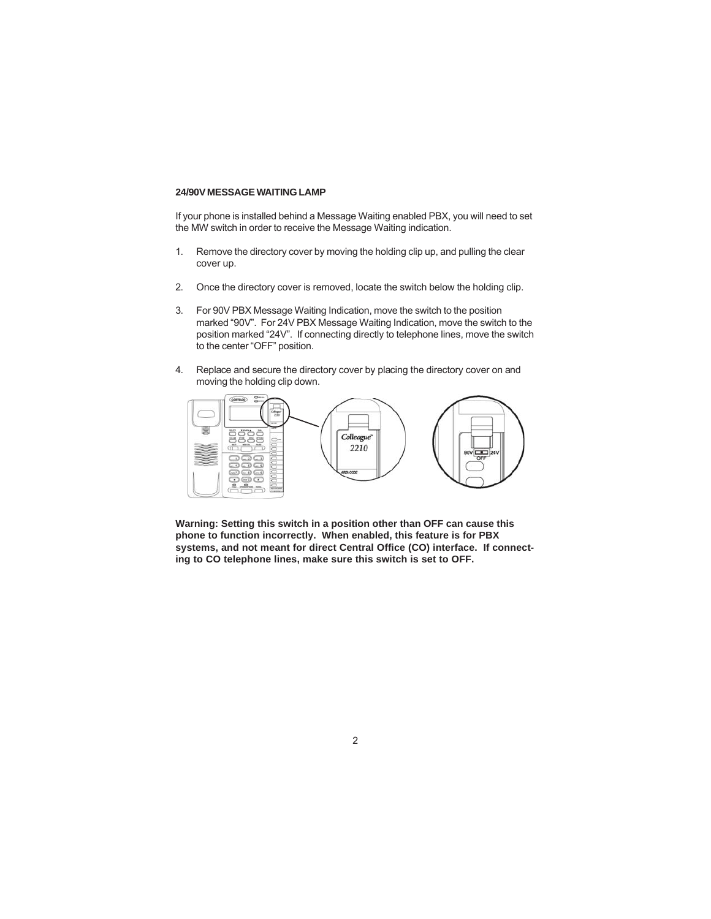### 24/90V MESSAGE WAITING LAMP

If your phone is installed behind a Message Waiting enabled PBX, you will need to set the MW switch in order to receive the Message Waiting indication.

1. Remove the directory cover by moving the holding clip up, and pulling the clear cover up.

2. Once the directory cover is removed, locate the switch below the holding clip.

3. For 90V PBX Message Waiting Indication, move the switch to the position marked “90V”. For 24V PBX Message Waiting Indication, move the switch to the position marked “24V”. If connecting directly to telephone lines, move the switch to the center “OFF” position.

4. Replace and secure the directory cover by placing the directory cover on and moving the holding clip down.

**Warning: Setting this switch in a position other than OFF can cause this phone to function incorrectly. When enabled, this feature is for PBX systems, and not meant for direct Central Office (CO) interface. If connecting to CO telephone lines, make sure this switch is set to OFF.**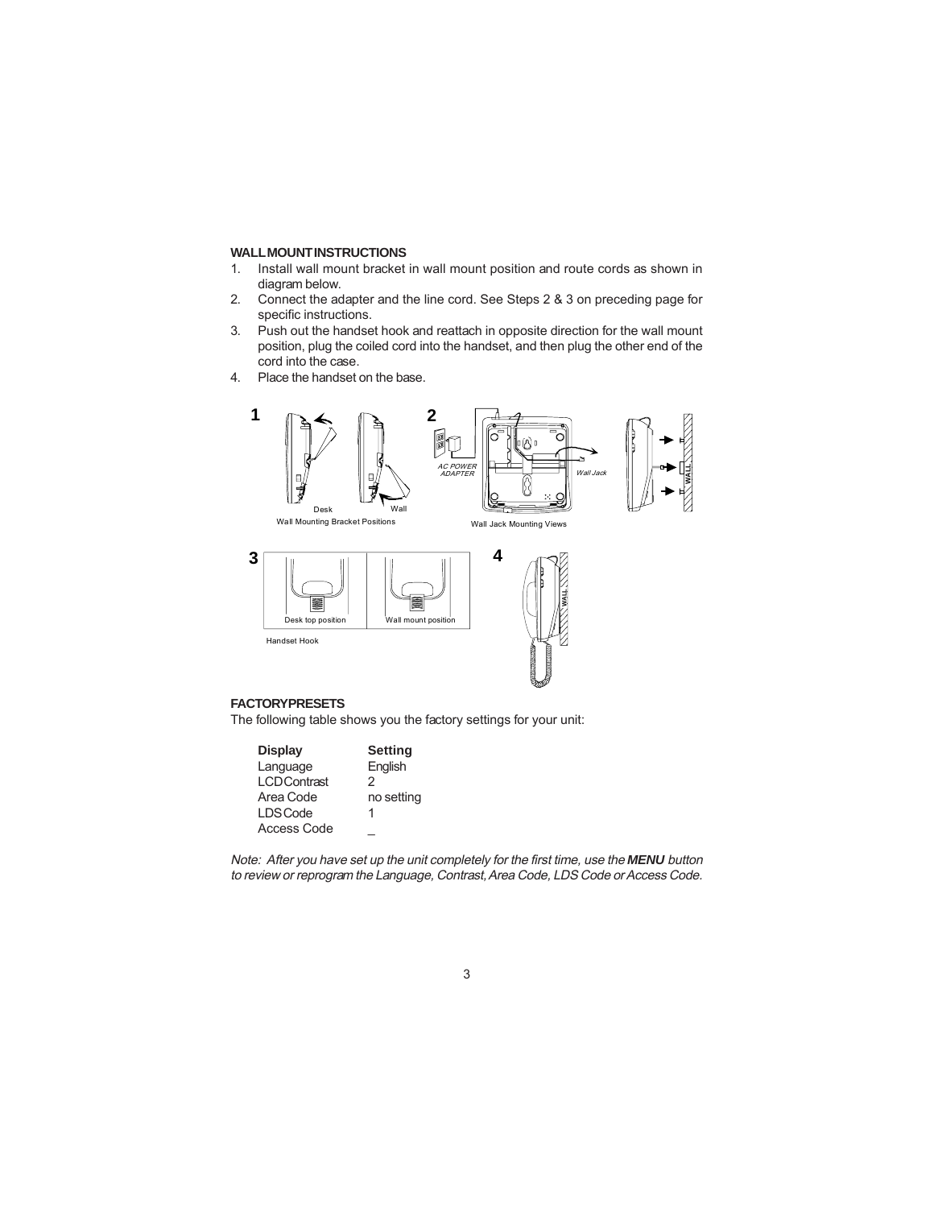## WALL MOUNT INSTRUCTIONS

1. Install wall mount bracket in wall mount position and route cords as shown in diagram below.
2. Connect the adapter and the line cord. See Steps 2 & 3 on preceding page for specific instructions.
3. Push out the handset hook and reattach in opposite direction for the wall mount position, plug the coiled cord into the handset, and then plug the other end of the cord into the case.
4. Place the handset on the base.

1

Desk Wall

Wall Mounting Bracket Positions

2

AC POWER ADAPTER

Wall Jack

WALL

Wall Jack Mounting Views

3

Desk top position

Wall mount position

Handset Hook

4

WALL

## FACTORY PRESETS

The following table shows you the factory settings for your unit:

| Display | Setting |
|---|---|
| Language | English |
| LCD Contrast | 2 |
| Area Code | no setting |
| LDS Code | 1 |
| Access Code | _ |

*Note: After you have set up the unit completely for the first time, use the **MENU** button to review or reprogram the Language, Contrast, Area Code, LDS Code or Access Code.*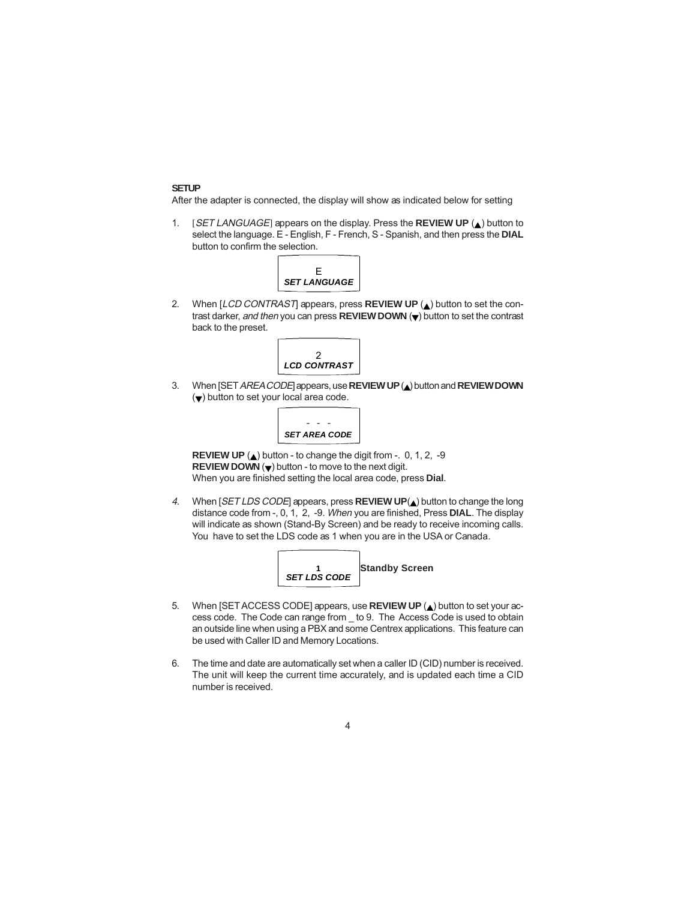**SETUP**

After the adapter is connected, the display will show as indicated below for setting

1. [*SET LANGUAGE*] appears on the display. Press the **REVIEW UP** (▲) button to select the language. E - English, F - French, S - Spanish, and then press the **DIAL** button to confirm the selection.

   | E |
   |---|
   | ***SET LANGUAGE*** |

2. When [*LCD CONTRAST*] appears, press **REVIEW UP** (▲) button to set the contrast darker, *and then* you can press **REVIEW DOWN** (▼) button to set the contrast back to the preset.

   | 2 |
   |---|
   | ***LCD CONTRAST*** |

3. When [SET *AREA CODE*] appears, use **REVIEW UP** (▲) button and **REVIEW DOWN** (▼) button to set your local area code.

   | - - - |
   |---|
   | ***SET AREA CODE*** |

   **REVIEW UP** (▲) button - to change the digit from -. 0, 1, 2, -9
   **REVIEW DOWN** (▼) button - to move to the next digit.
   When you are finished setting the local area code, press **Dial**.

4. When [*SET LDS CODE*] appears, press **REVIEW UP**(▲) button to change the long distance code from -, 0, 1, 2, -9. *When* you are finished, Press **DIAL**. The display will indicate as shown (Stand-By Screen) and be ready to receive incoming calls. You have to set the LDS code as 1 when you are in the USA or Canada.

   | 1 |
   |---|
   | ***SET LDS CODE*** |

   **Standby Screen**

5. When [SET ACCESS CODE] appears, use **REVIEW UP** (▲) button to set your access code. The Code can range from _ to 9. The Access Code is used to obtain an outside line when using a PBX and some Centrex applications. This feature can be used with Caller ID and Memory Locations.

6. The time and date are automatically set when a caller ID (CID) number is received. The unit will keep the current time accurately, and is updated each time a CID number is received.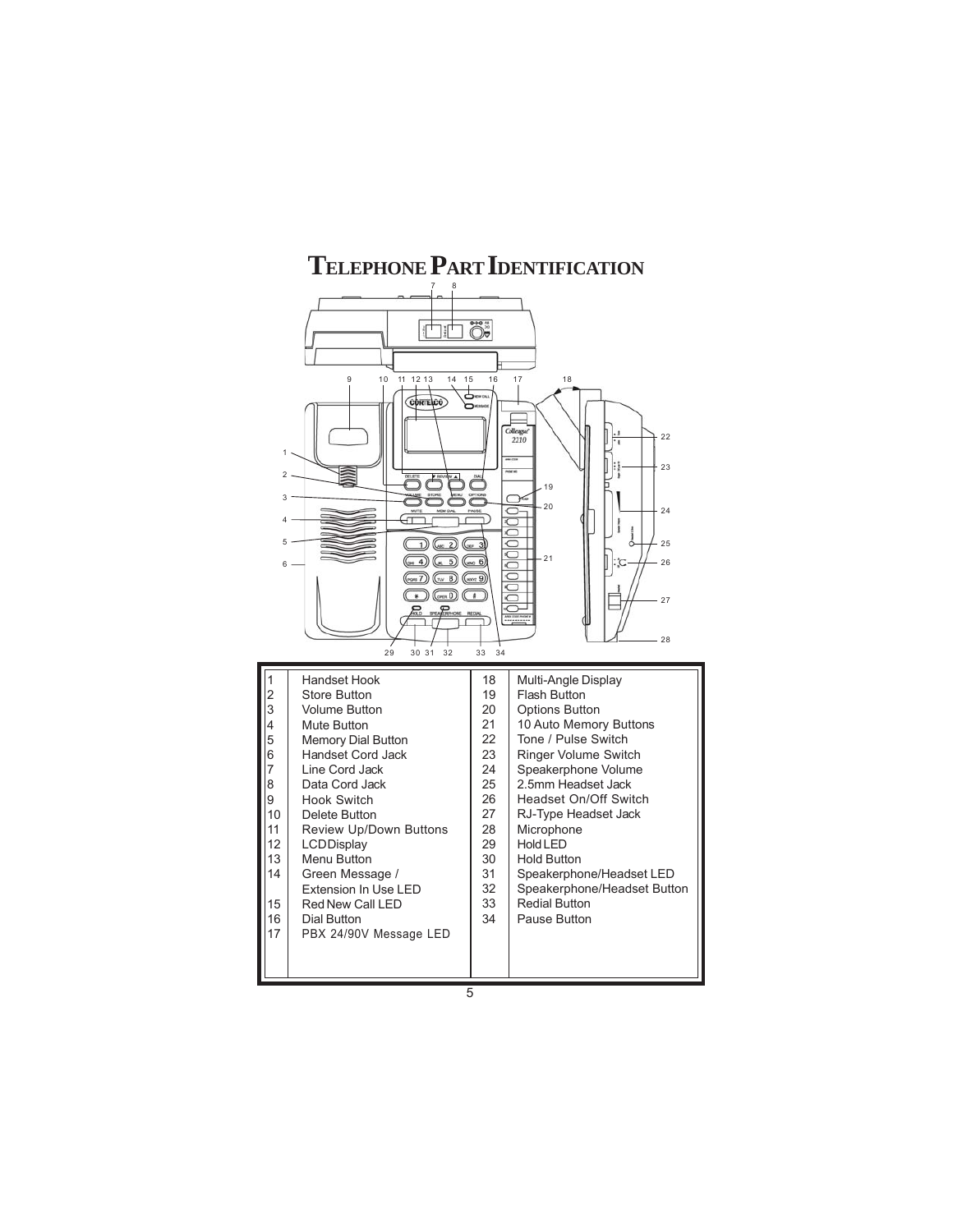# Telephone Part Identification

| | | | |
|---|---|---|---|
| 1 | Handset Hook | 18 | Multi-Angle Display |
| 2 | Store Button | 19 | Flash Button |
| 3 | Volume Button | 20 | Options Button |
| 4 | Mute Button | 21 | 10 Auto Memory Buttons |
| 5 | Memory Dial Button | 22 | Tone / Pulse Switch |
| 6 | Handset Cord Jack | 23 | Ringer Volume Switch |
| 7 | Line Cord Jack | 24 | Speakerphone Volume |
| 8 | Data Cord Jack | 25 | 2.5mm Headset Jack |
| 9 | Hook Switch | 26 | Headset On/Off Switch |
| 10 | Delete Button | 27 | RJ-Type Headset Jack |
| 11 | Review Up/Down Buttons | 28 | Microphone |
| 12 | LCD Display | 29 | Hold LED |
| 13 | Menu Button | 30 | Hold Button |
| 14 | Green Message / Extension In Use LED | 31 | Speakerphone/Headset LED |
| 15 | Red New Call LED | 32 | Speakerphone/Headset Button |
| 16 | Dial Button | 33 | Redial Button |
| 17 | PBX 24/90V Message LED | 34 | Pause Button |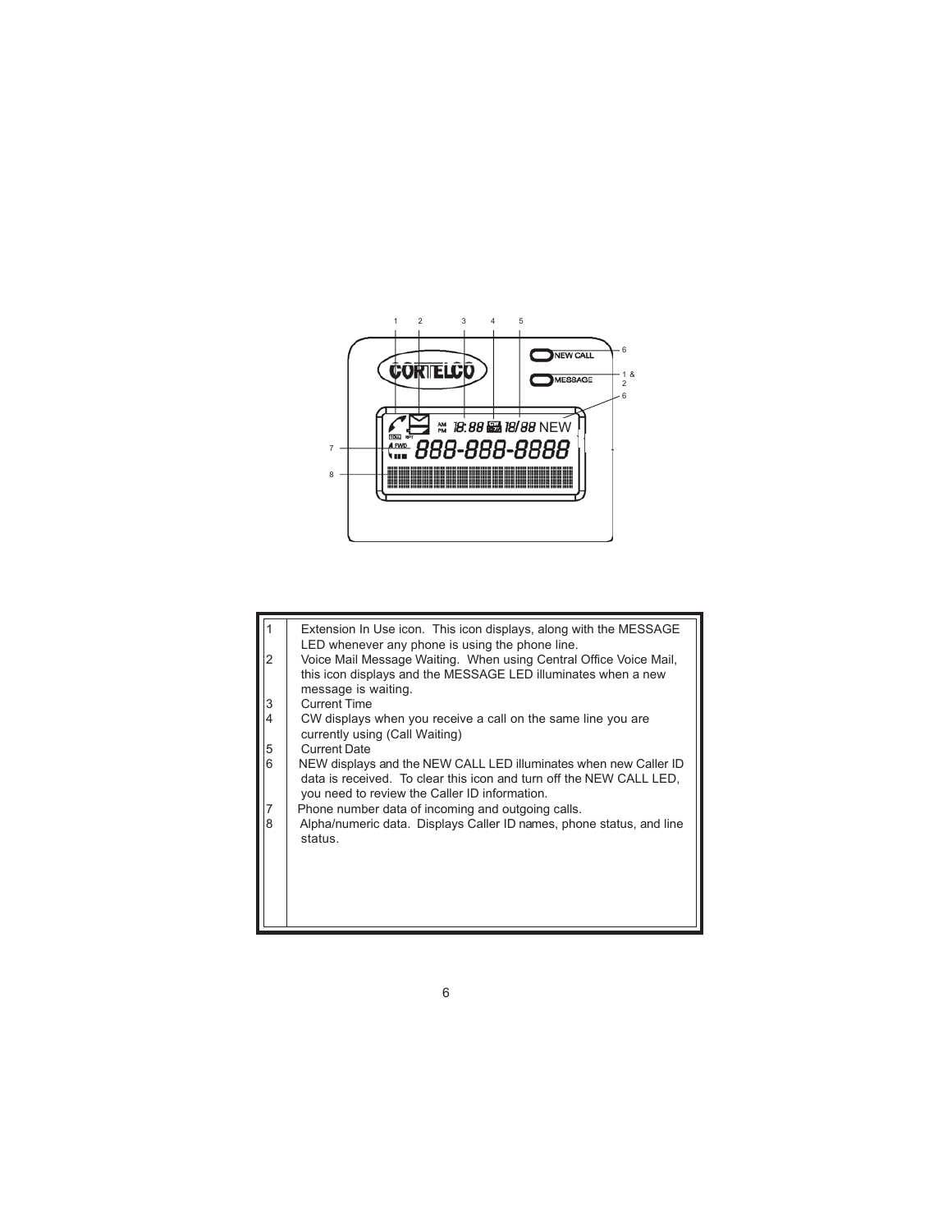| | |
|---|---|
| 1 | Extension In Use icon. This icon displays, along with the MESSAGE LED whenever any phone is using the phone line. |
| 2 | Voice Mail Message Waiting. When using Central Office Voice Mail, this icon displays and the MESSAGE LED illuminates when a new message is waiting. |
| 3 | Current Time |
| 4 | CW displays when you receive a call on the same line you are currently using (Call Waiting) |
| 5 | Current Date |
| 6 | NEW displays and the NEW CALL LED illuminates when new Caller ID data is received. To clear this icon and turn off the NEW CALL LED, you need to review the Caller ID information. |
| 7 | Phone number data of incoming and outgoing calls. |
| 8 | Alpha/numeric data. Displays Caller ID names, phone status, and line status. |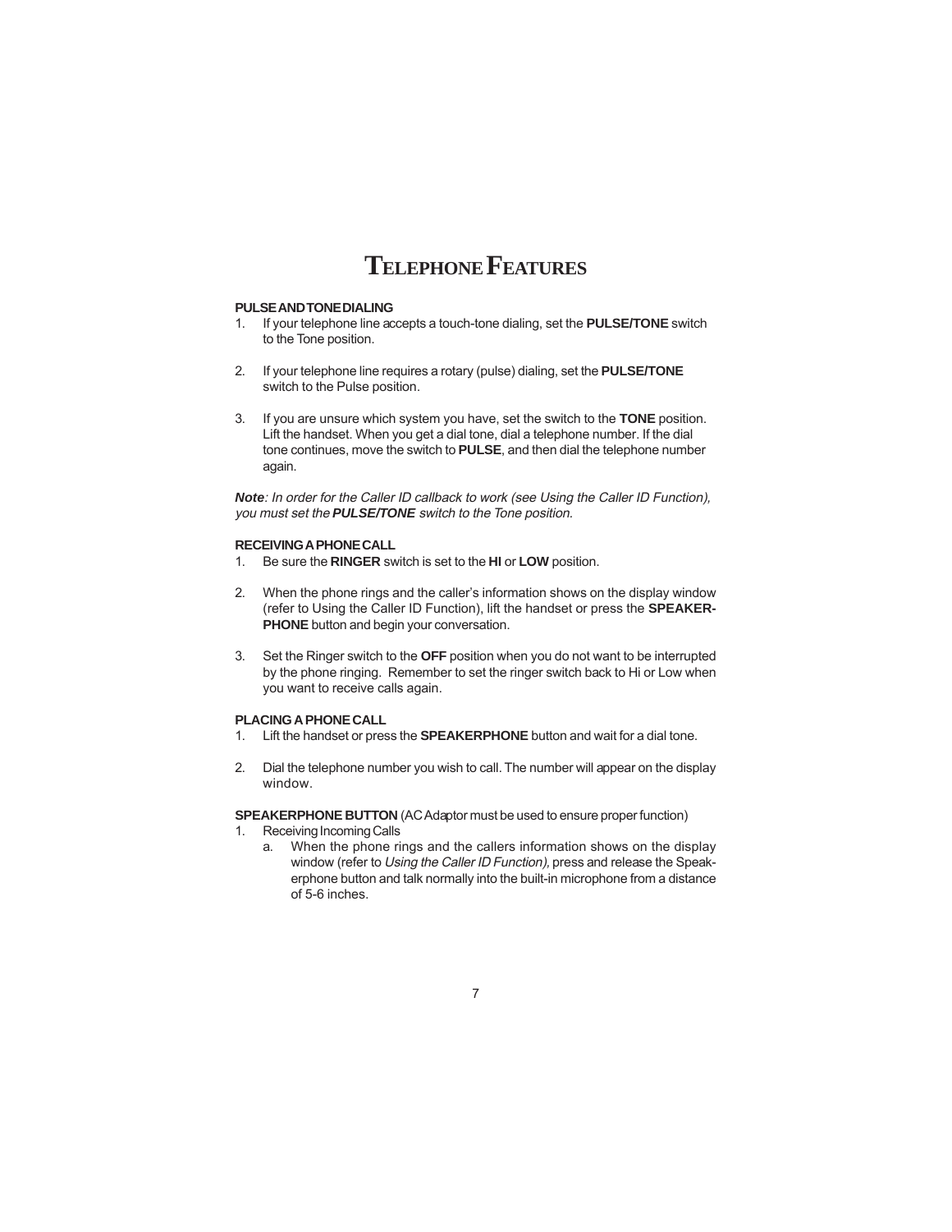# TELEPHONE FEATURES

**PULSE AND TONE DIALING**

1. If your telephone line accepts a touch-tone dialing, set the **PULSE/TONE** switch to the Tone position.

2. If your telephone line requires a rotary (pulse) dialing, set the **PULSE/TONE** switch to the Pulse position.

3. If you are unsure which system you have, set the switch to the **TONE** position. Lift the handset. When you get a dial tone, dial a telephone number. If the dial tone continues, move the switch to **PULSE**, and then dial the telephone number again.

***Note**: In order for the Caller ID callback to work (see Using the Caller ID Function), you must set the **PULSE/TONE** switch to the Tone position.*

**RECEIVING A PHONE CALL**

1. Be sure the **RINGER** switch is set to the **HI** or **LOW** position.

2. When the phone rings and the caller's information shows on the display window (refer to Using the Caller ID Function), lift the handset or press the **SPEAKER-PHONE** button and begin your conversation.

3. Set the Ringer switch to the **OFF** position when you do not want to be interrupted by the phone ringing. Remember to set the ringer switch back to Hi or Low when you want to receive calls again.

**PLACING A PHONE CALL**

1. Lift the handset or press the **SPEAKERPHONE** button and wait for a dial tone.

2. Dial the telephone number you wish to call. The number will appear on the display window.

**SPEAKERPHONE BUTTON** (AC Adaptor must be used to ensure proper function)

1. Receiving Incoming Calls
   a. When the phone rings and the callers information shows on the display window (refer to *Using the Caller ID Function),* press and release the Speakerphone button and talk normally into the built-in microphone from a distance of 5-6 inches.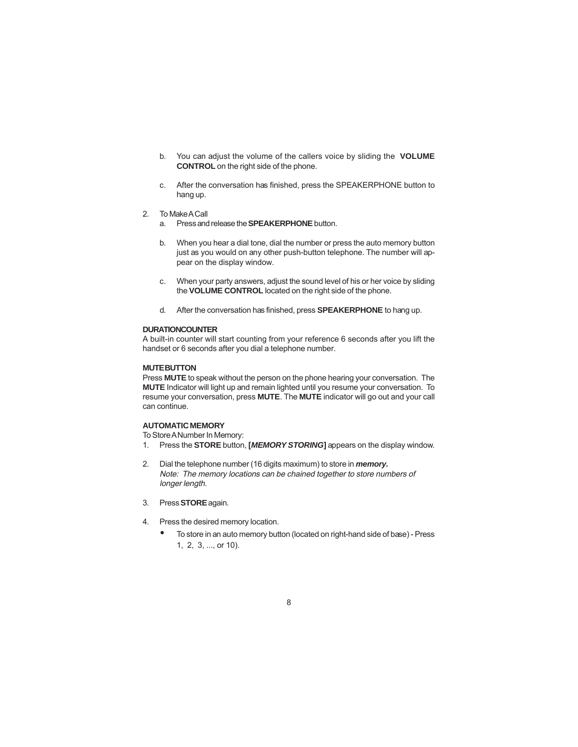b. You can adjust the volume of the callers voice by sliding the **VOLUME CONTROL** on the right side of the phone.

c. After the conversation has finished, press the SPEAKERPHONE button to hang up.

2. To Make A Call
   a. Press and release the **SPEAKERPHONE** button.

   b. When you hear a dial tone, dial the number or press the auto memory button just as you would on any other push-button telephone. The number will appear on the display window.

   c. When your party answers, adjust the sound level of his or her voice by sliding the **VOLUME CONTROL** located on the right side of the phone.

   d. After the conversation has finished, press **SPEAKERPHONE** to hang up.

**DURATIONCOUNTER**

A built-in counter will start counting from your reference 6 seconds after you lift the handset or 6 seconds after you dial a telephone number.

**MUTE BUTTON**

Press **MUTE** to speak without the person on the phone hearing your conversation. The **MUTE** Indicator will light up and remain lighted until you resume your conversation. To resume your conversation, press **MUTE**. The **MUTE** indicator will go out and your call can continue.

**AUTOMATIC MEMORY**

To Store A Number In Memory:

1. Press the **STORE** button, **[*MEMORY STORING*]** appears on the display window.

2. Dial the telephone number (16 digits maximum) to store in ***memory.***
   *Note: The memory locations can be chained together to store numbers of longer length.*

3. Press **STORE** again.

4. Press the desired memory location.
   - To store in an auto memory button (located on right-hand side of base) - Press 1, 2, 3, ..., or 10).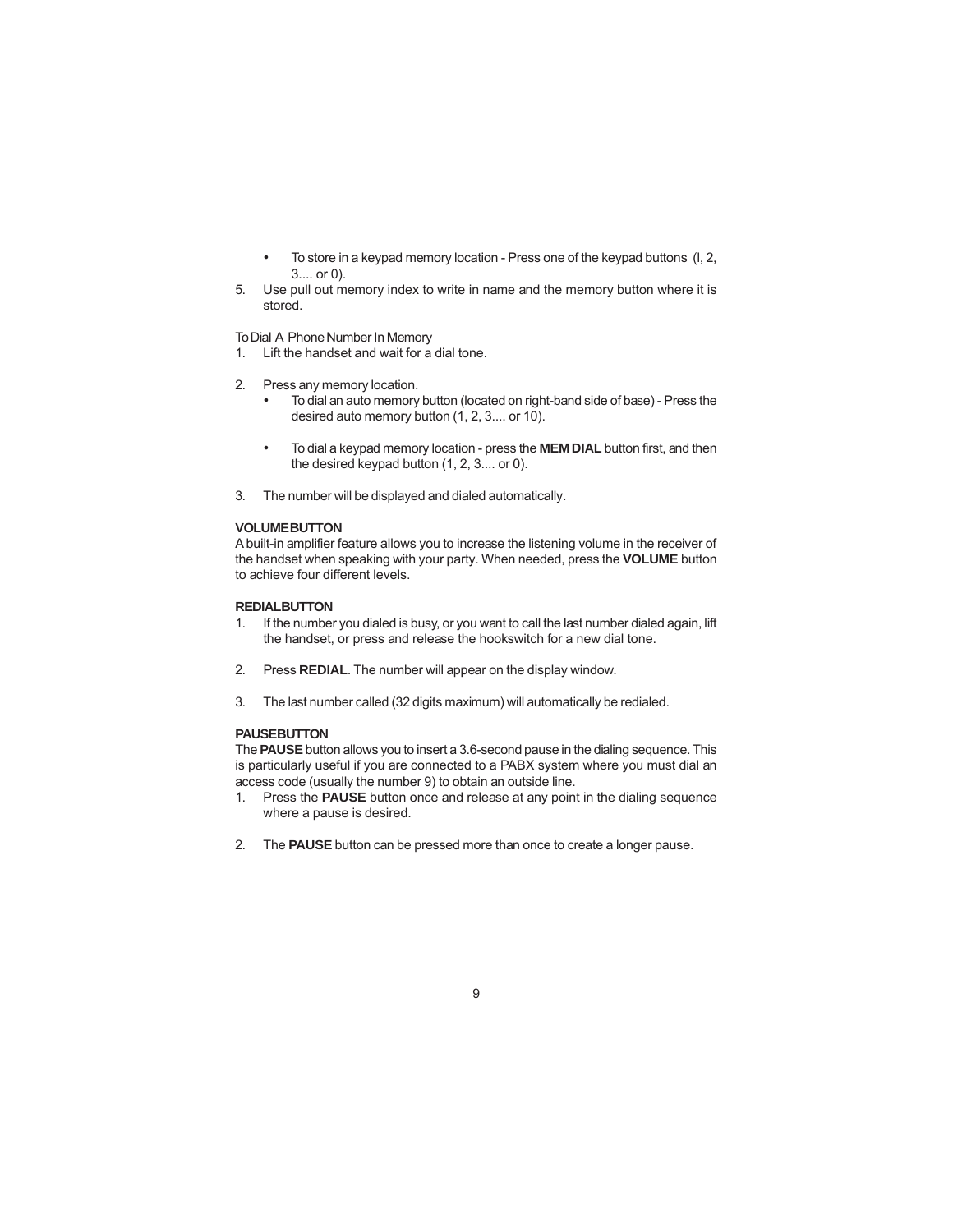- To store in a keypad memory location - Press one of the keypad buttons (l, 2, 3.... or 0).

5. Use pull out memory index to write in name and the memory button where it is stored.

To Dial A Phone Number In Memory

1. Lift the handset and wait for a dial tone.

2. Press any memory location.
   - To dial an auto memory button (located on right-band side of base) - Press the desired auto memory button (1, 2, 3.... or 10).

   - To dial a keypad memory location - press the **MEM DIAL** button first, and then the desired keypad button (1, 2, 3.... or 0).

3. The number will be displayed and dialed automatically.

**VOLUME BUTTON**

A built-in amplifier feature allows you to increase the listening volume in the receiver of the handset when speaking with your party. When needed, press the **VOLUME** button to achieve four different levels.

**REDIAL BUTTON**

1. If the number you dialed is busy, or you want to call the last number dialed again, lift the handset, or press and release the hookswitch for a new dial tone.

2. Press **REDIAL**. The number will appear on the display window.

3. The last number called (32 digits maximum) will automatically be redialed.

**PAUSE BUTTON**

The **PAUSE** button allows you to insert a 3.6-second pause in the dialing sequence. This is particularly useful if you are connected to a PABX system where you must dial an access code (usually the number 9) to obtain an outside line.

1. Press the **PAUSE** button once and release at any point in the dialing sequence where a pause is desired.

2. The **PAUSE** button can be pressed more than once to create a longer pause.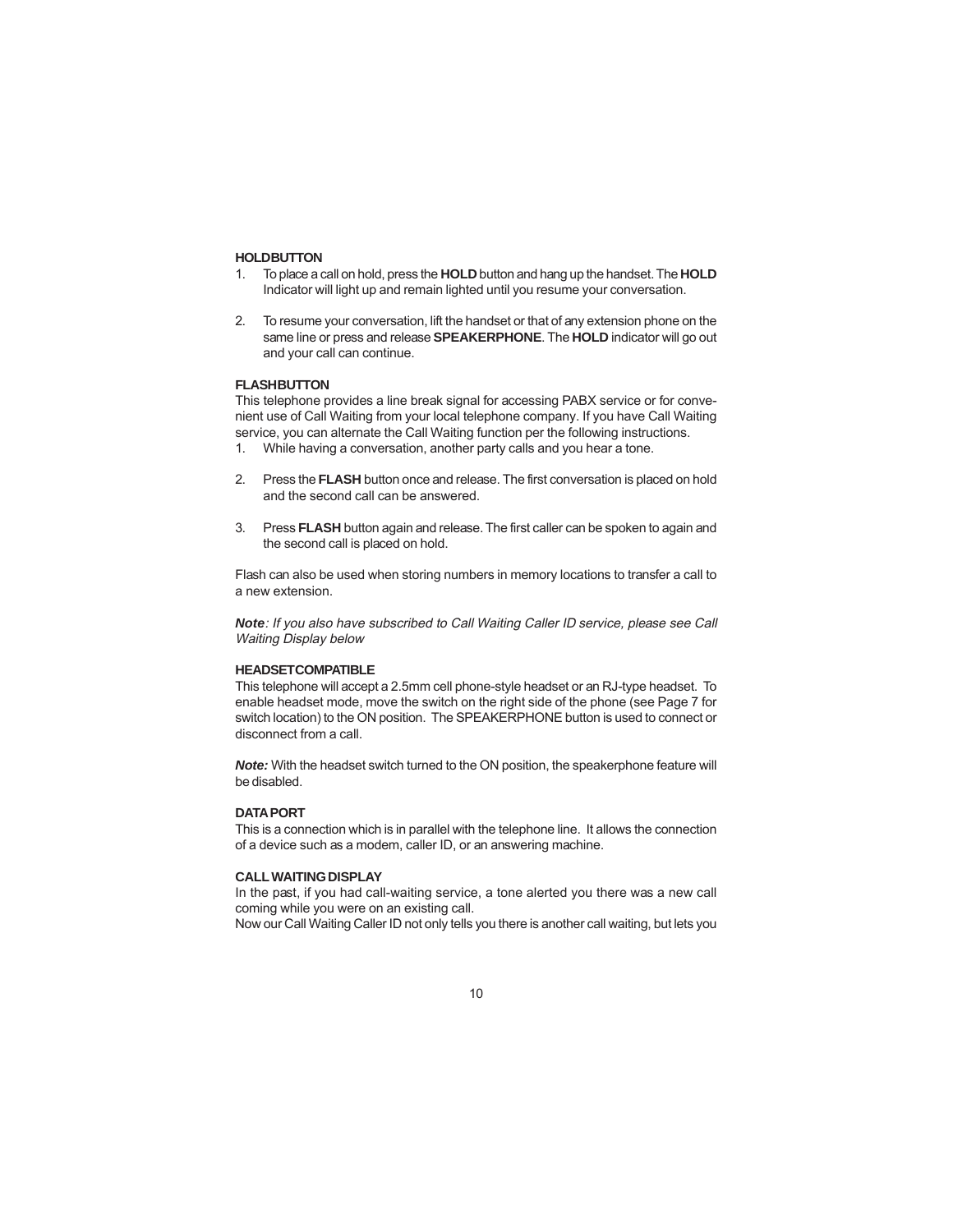### HOLD BUTTON

1. To place a call on hold, press the **HOLD** button and hang up the handset. The **HOLD** Indicator will light up and remain lighted until you resume your conversation.

2. To resume your conversation, lift the handset or that of any extension phone on the same line or press and release **SPEAKERPHONE**. The **HOLD** indicator will go out and your call can continue.

### FLASH BUTTON

This telephone provides a line break signal for accessing PABX service or for convenient use of Call Waiting from your local telephone company. If you have Call Waiting service, you can alternate the Call Waiting function per the following instructions.

1. While having a conversation, another party calls and you hear a tone.

2. Press the **FLASH** button once and release. The first conversation is placed on hold and the second call can be answered.

3. Press **FLASH** button again and release. The first caller can be spoken to again and the second call is placed on hold.

Flash can also be used when storing numbers in memory locations to transfer a call to a new extension.

***Note**: If you also have subscribed to Call Waiting Caller ID service, please see Call Waiting Display below*

### HEADSET COMPATIBLE

This telephone will accept a 2.5mm cell phone-style headset or an RJ-type headset. To enable headset mode, move the switch on the right side of the phone (see Page 7 for switch location) to the ON position. The SPEAKERPHONE button is used to connect or disconnect from a call.

***Note:*** With the headset switch turned to the ON position, the speakerphone feature will be disabled.

### DATA PORT

This is a connection which is in parallel with the telephone line. It allows the connection of a device such as a modem, caller ID, or an answering machine.

### CALL WAITING DISPLAY

In the past, if you had call-waiting service, a tone alerted you there was a new call coming while you were on an existing call.

Now our Call Waiting Caller ID not only tells you there is another call waiting, but lets you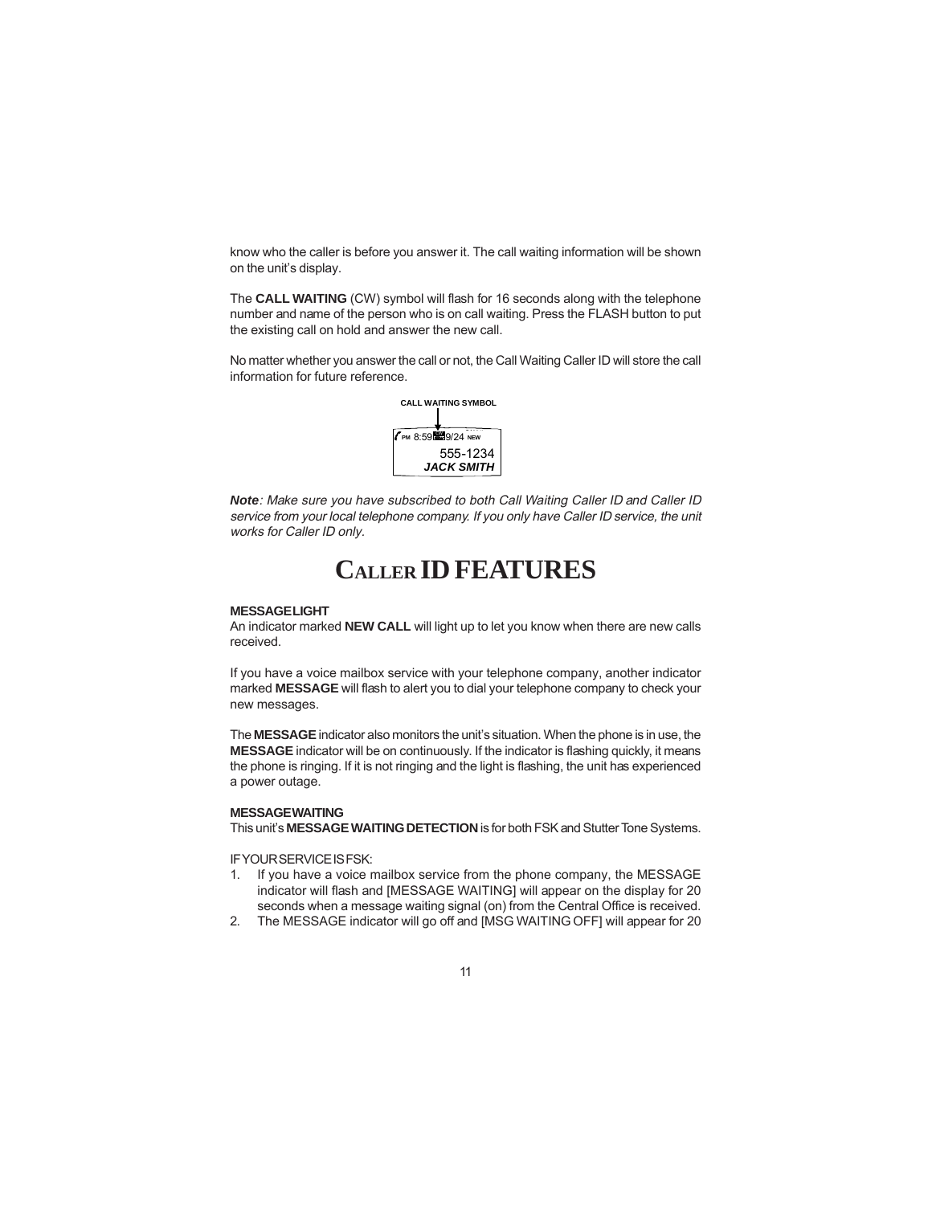know who the caller is before you answer it. The call waiting information will be shown on the unit's display.

The **CALL WAITING** (CW) symbol will flash for 16 seconds along with the telephone number and name of the person who is on call waiting. Press the FLASH button to put the existing call on hold and answer the new call.

No matter whether you answer the call or not, the Call Waiting Caller ID will store the call information for future reference.

CALL WAITING SYMBOL

PM 8:59 CW 9/24 NEW
555-1234
***JACK SMITH***

***Note**: Make sure you have subscribed to both Call Waiting Caller ID and Caller ID service from your local telephone company. If you only have Caller ID service, the unit works for Caller ID only.*

# CALLER ID FEATURES

**MESSAGE LIGHT**
An indicator marked **NEW CALL** will light up to let you know when there are new calls received.

If you have a voice mailbox service with your telephone company, another indicator marked **MESSAGE** will flash to alert you to dial your telephone company to check your new messages.

The **MESSAGE** indicator also monitors the unit's situation. When the phone is in use, the **MESSAGE** indicator will be on continuously. If the indicator is flashing quickly, it means the phone is ringing. If it is not ringing and the light is flashing, the unit has experienced a power outage.

**MESSAGE WAITING**
This unit's **MESSAGE WAITING DETECTION** is for both FSK and Stutter Tone Systems.

IF YOUR SERVICE IS FSK:

1. If you have a voice mailbox service from the phone company, the MESSAGE indicator will flash and [MESSAGE WAITING] will appear on the display for 20 seconds when a message waiting signal (on) from the Central Office is received.
2. The MESSAGE indicator will go off and [MSG WAITING OFF] will appear for 20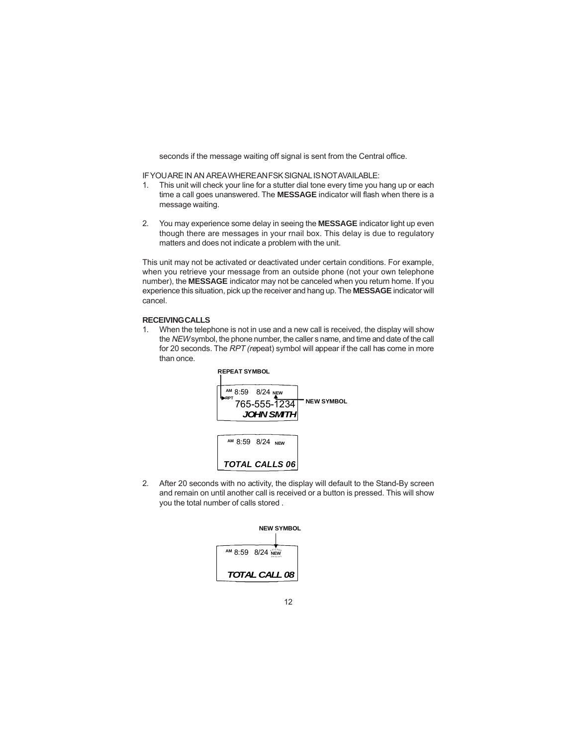seconds if the message waiting off signal is sent from the Central office.

IF YOU ARE IN AN AREA WHERE AN FSK SIGNAL IS NOT AVAILABLE:

1. This unit will check your line for a stutter dial tone every time you hang up or each time a call goes unanswered. The **MESSAGE** indicator will flash when there is a message waiting.

2. You may experience some delay in seeing the **MESSAGE** indicator light up even though there are messages in your rnail box. This delay is due to regulatory matters and does not indicate a problem with the unit.

This unit may not be activated or deactivated under certain conditions. For example, when you retrieve your message from an outside phone (not your own telephone number), the **MESSAGE** indicator may not be canceled when you return home. If you experience this situation, pick up the receiver and hang up. The **MESSAGE** indicator will cancel.

**RECEIVING CALLS**

1. When the telephone is not in use and a new call is received, the display will show the *NEW* symbol, the phone number, the caller s name, and time and date of the call for 20 seconds. The *RPT (re*peat) symbol will appear if the call has come in more than once.

REPEAT SYMBOL

AM 8:59 8/24 NEW
RPT 765-555-1234
*JOHN SMITH*

NEW SYMBOL

AM 8:59 8/24 NEW

*TOTAL CALLS 06*

2. After 20 seconds with no activity, the display will default to the Stand-By screen and remain on until another call is received or a button is pressed. This will show you the total number of calls stored .

NEW SYMBOL

AM 8:59 8/24 NEW

*TOTAL CALL 08*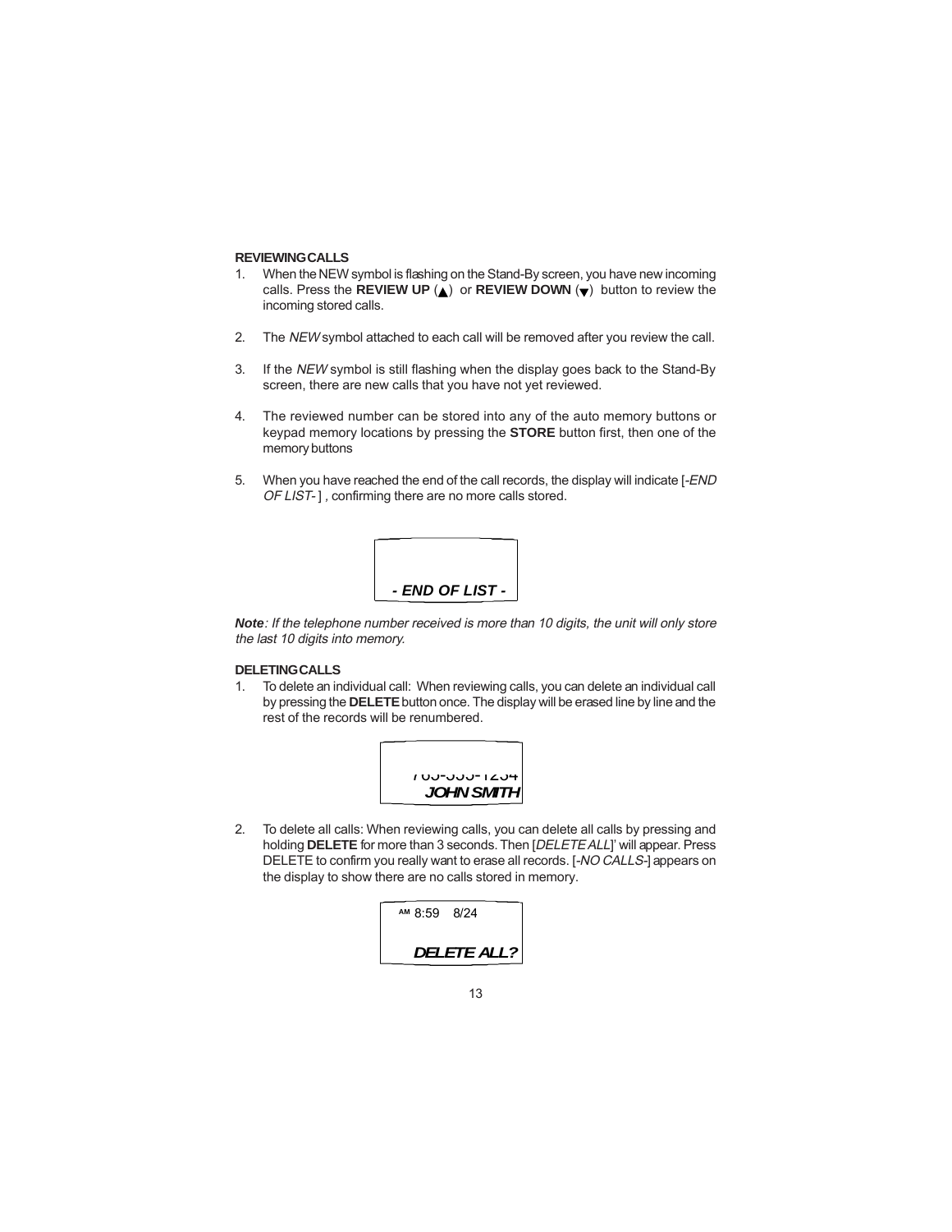**REVIEWING CALLS**

1. When the NEW symbol is flashing on the Stand-By screen, you have new incoming calls. Press the **REVIEW UP** (▲) or **REVIEW DOWN** (▼) button to review the incoming stored calls.

2. The *NEW* symbol attached to each call will be removed after you review the call.

3. If the *NEW* symbol is still flashing when the display goes back to the Stand-By screen, there are new calls that you have not yet reviewed.

4. The reviewed number can be stored into any of the auto memory buttons or keypad memory locations by pressing the **STORE** button first, then one of the memory buttons

5. When you have reached the end of the call records, the display will indicate [-*END OF LIST*- ] , confirming there are no more calls stored.

```
- END OF LIST -
```

***Note**: If the telephone number received is more than 10 digits, the unit will only store the last 10 digits into memory.*

**DELETING CALLS**

1. To delete an individual call: When reviewing calls, you can delete an individual call by pressing the **DELETE** button once. The display will be erased line by line and the rest of the records will be renumbered.

```
765-555-1234
JOHN SMITH
```

2. To delete all calls: When reviewing calls, you can delete all calls by pressing and holding **DELETE** for more than 3 seconds. Then [*DELETE ALL*]' will appear. Press DELETE to confirm you really want to erase all records. [-*NO CALLS*-] appears on the display to show there are no calls stored in memory.

```
AM 8:59   8/24

DELETE ALL?
```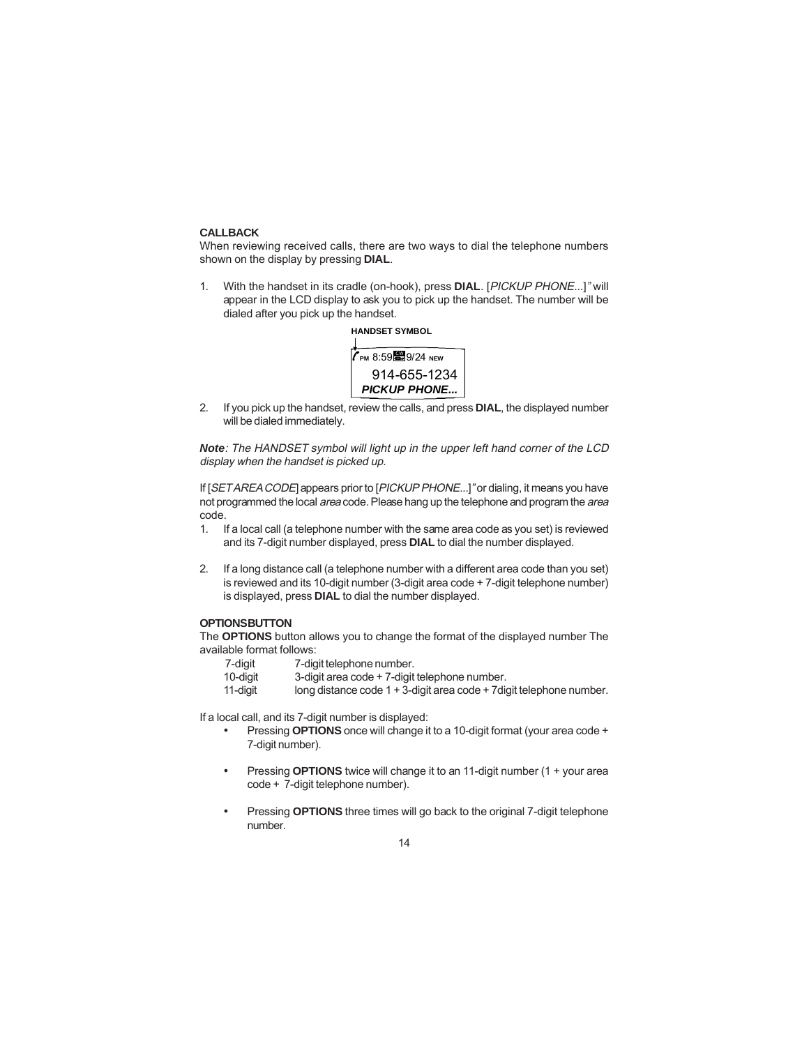### CALLBACK

When reviewing received calls, there are two ways to dial the telephone numbers shown on the display by pressing **DIAL**.

1. With the handset in its cradle (on-hook), press **DIAL**. [*PICKUP PHONE...*]*"* will appear in the LCD display to ask you to pick up the handset. The number will be dialed after you pick up the handset.

HANDSET SYMBOL

PM 8:59 9/24 NEW
914-655-1234
***PICKUP PHONE...***

2. If you pick up the handset, review the calls, and press **DIAL**, the displayed number will be dialed immediately.

***Note****: The HANDSET symbol will light up in the upper left hand corner of the LCD display when the handset is picked up.*

If [*SET AREA CODE*] appears prior to [*PICKUP PHONE...*]*"* or dialing, it means you have not programmed the local *area* code. Please hang up the telephone and program the *area* code.

1. If a local call (a telephone number with the same area code as you set) is reviewed and its 7-digit number displayed, press **DIAL** to dial the number displayed.

2. If a long distance call (a telephone number with a different area code than you set) is reviewed and its 10-digit number (3-digit area code + 7-digit telephone number) is displayed, press **DIAL** to dial the number displayed.

### OPTIONSBUTTON

The **OPTIONS** button allows you to change the format of the displayed number The available format follows:

| | |
|---|---|
| 7-digit | 7-digit telephone number. |
| 10-digit | 3-digit area code + 7-digit telephone number. |
| 11-digit | long distance code 1 + 3-digit area code + 7digit telephone number. |

If a local call, and its 7-digit number is displayed:

- Pressing **OPTIONS** once will change it to a 10-digit format (your area code + 7-digit number).

- Pressing **OPTIONS** twice will change it to an 11-digit number (1 + your area code + 7-digit telephone number).

- Pressing **OPTIONS** three times will go back to the original 7-digit telephone number.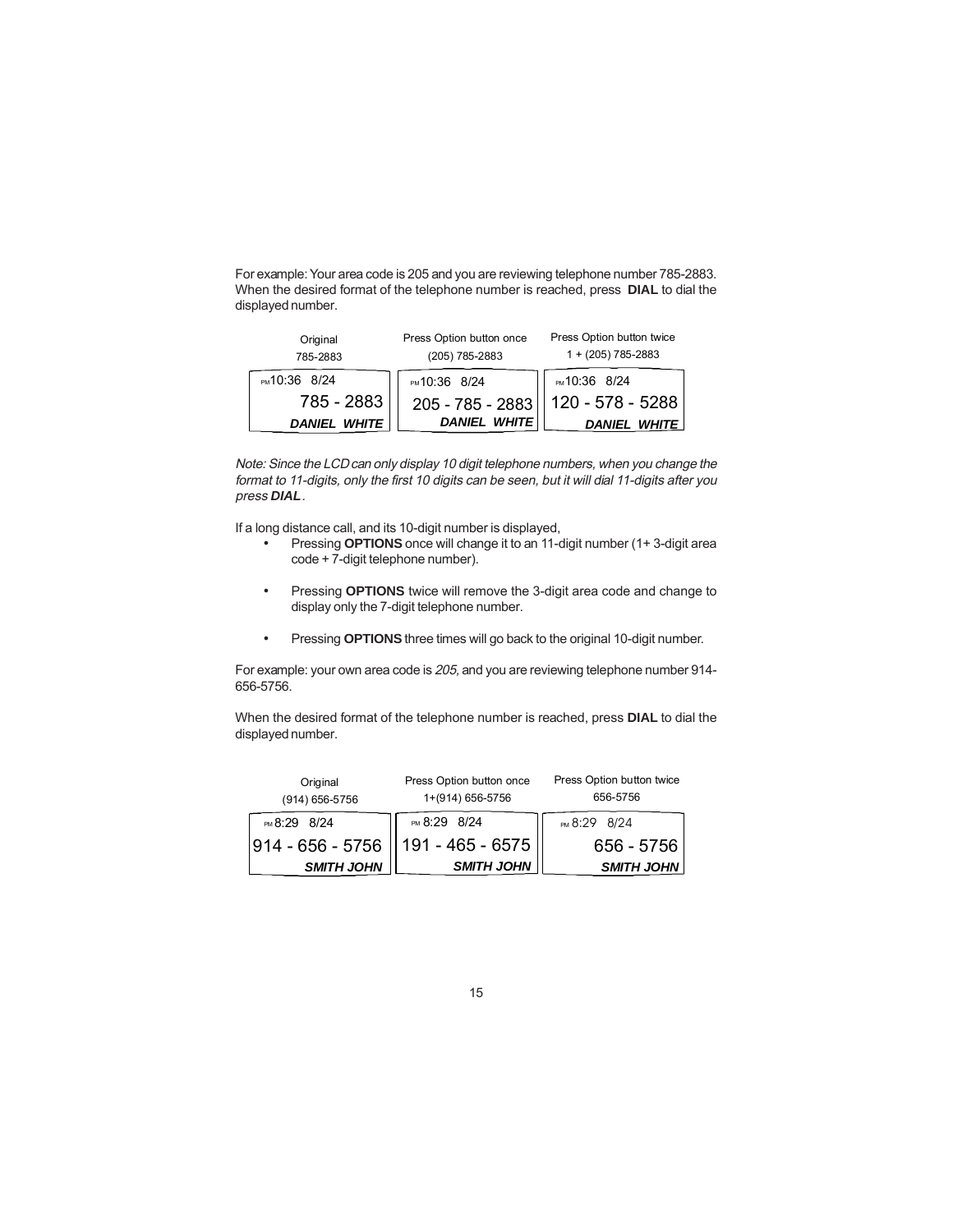For example: Your area code is 205 and you are reviewing telephone number 785-2883. When the desired format of the telephone number is reached, press **DIAL** to dial the displayed number.

| Original<br>785-2883 | Press Option button once<br>(205) 785-2883 | Press Option button twice<br>1 + (205) 785-2883 |
|---|---|---|
| PM 10:36 8/24<br>785 - 2883<br>*DANIEL WHITE* | PM 10:36 8/24<br>205 - 785 - 2883<br>*DANIEL WHITE* | PM 10:36 8/24<br>120 - 578 - 5288<br>*DANIEL WHITE* |

*Note: Since the LCD can only display 10 digit telephone numbers, when you change the format to 11-digits, only the first 10 digits can be seen, but it will dial 11-digits after you press **DIAL**.*

If a long distance call, and its 10-digit number is displayed,

- Pressing **OPTIONS** once will change it to an 11-digit number (1+ 3-digit area code + 7-digit telephone number).
- Pressing **OPTIONS** twice will remove the 3-digit area code and change to display only the 7-digit telephone number.
- Pressing **OPTIONS** three times will go back to the original 10-digit number.

For example: your own area code is *205,* and you are reviewing telephone number 914-656-5756.

When the desired format of the telephone number is reached, press **DIAL** to dial the displayed number.

| Original<br>(914) 656-5756 | Press Option button once<br>1+(914) 656-5756 | Press Option button twice<br>656-5756 |
|---|---|---|
| PM 8:29 8/24<br>914 - 656 - 5756<br>*SMITH JOHN* | PM 8:29 8/24<br>191 - 465 - 6575<br>*SMITH JOHN* | PM 8:29 8/24<br>656 - 5756<br>*SMITH JOHN* |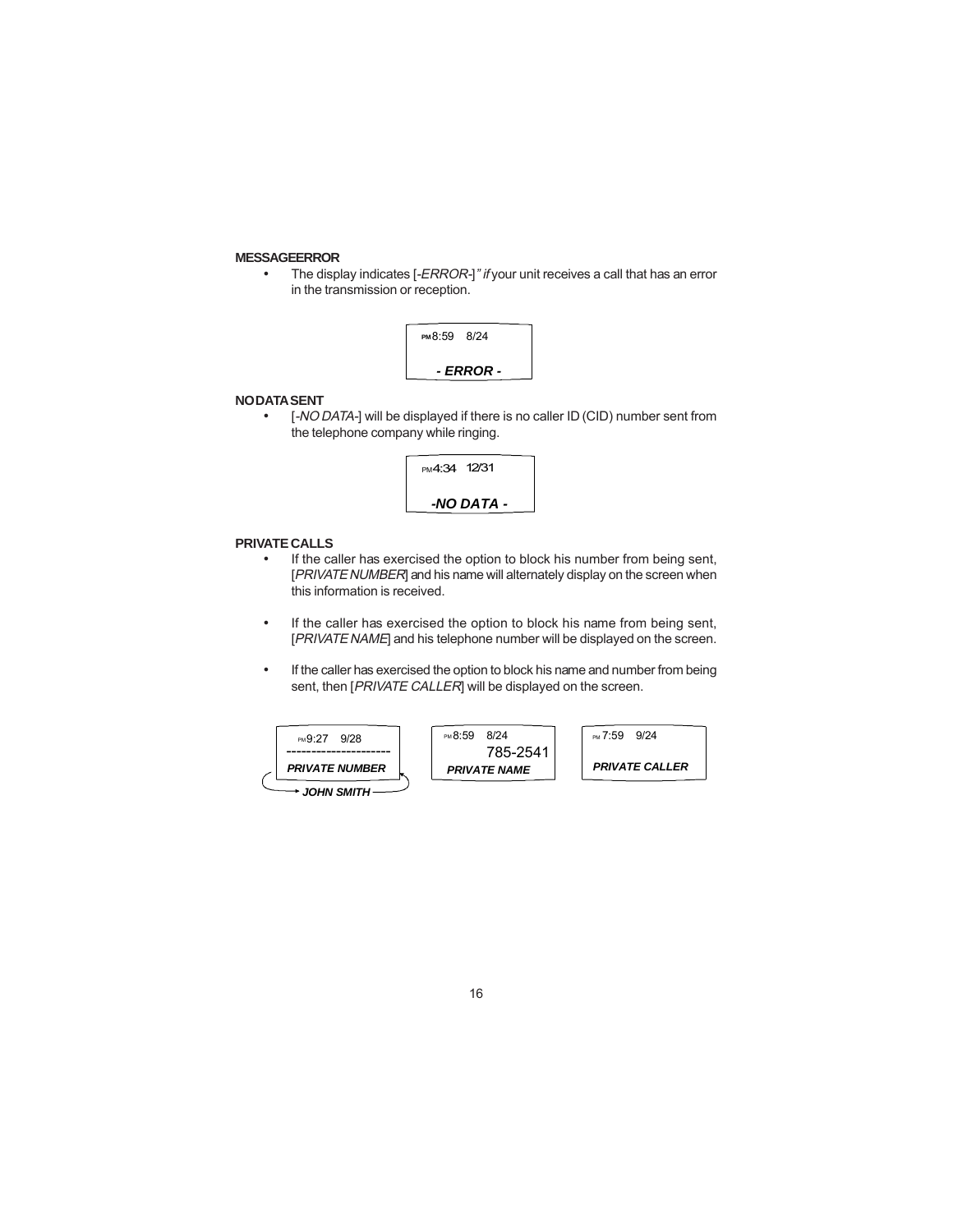**MESSAGEERROR**

- The display indicates [-*ERROR*-]*" if* your unit receives a call that has an error in the transmission or reception.

```
PM 8:59   8/24

   - ERROR -
```

**NODATASENT**

- [-*NO DATA*-] will be displayed if there is no caller ID (CID) number sent from the telephone company while ringing.

```
PM 4:34   12/31

   -NO DATA -
```

**PRIVATE CALLS**

- If the caller has exercised the option to block his number from being sent, [*PRIVATE NUMBER*] and his name will alternately display on the screen when this information is received.

- If the caller has exercised the option to block his name from being sent, [*PRIVATE NAME*] and his telephone number will be displayed on the screen.

- If the caller has exercised the option to block his name and number from being sent, then [*PRIVATE CALLER*] will be displayed on the screen.

```
PM 9:27   9/28
---------------------
PRIVATE NUMBER
  JOHN SMITH
```

```
PM 8:59   8/24
        785-2541
PRIVATE NAME
```

```
PM 7:59   9/24

PRIVATE CALLER
```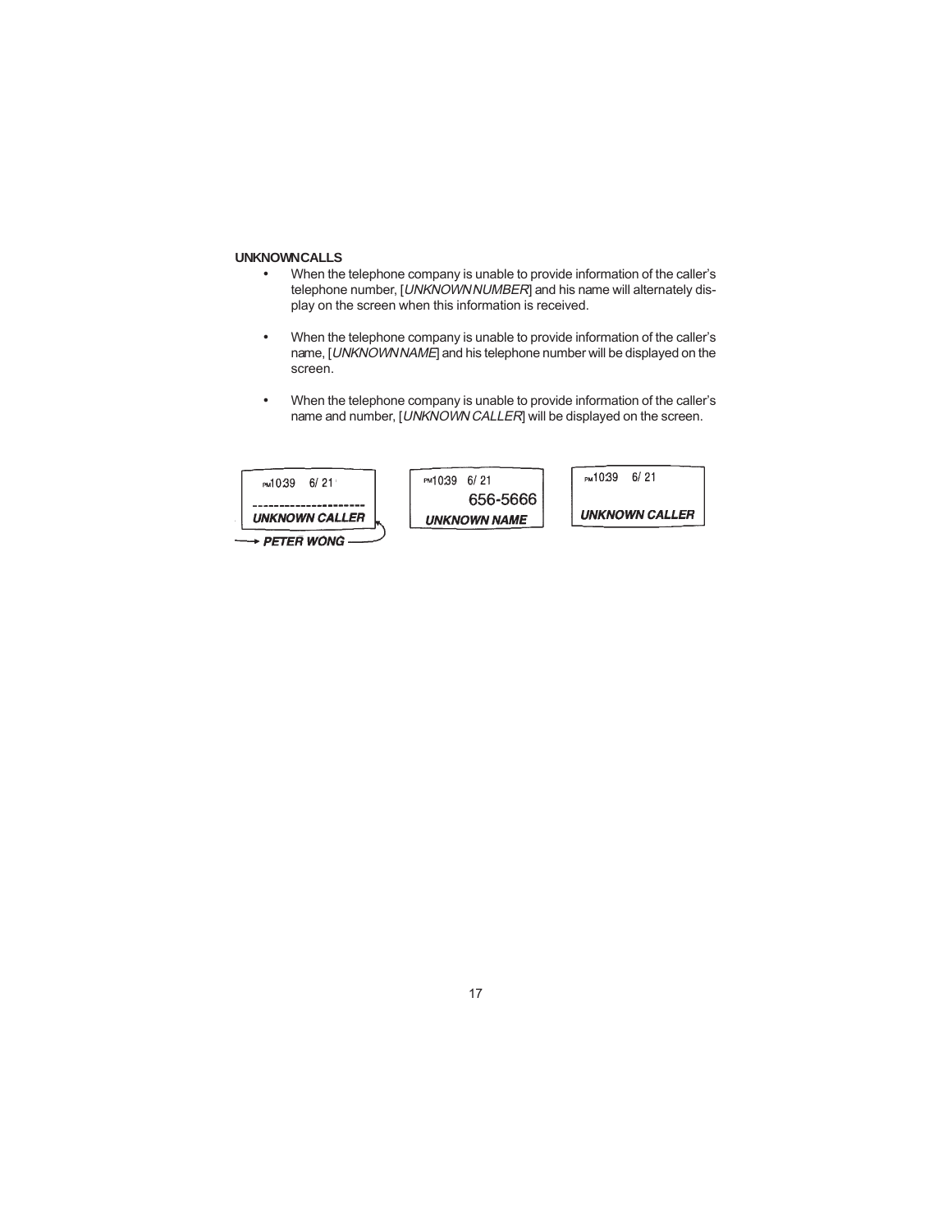**UNKNOWN CALLS**

- When the telephone company is unable to provide information of the caller's telephone number, [*UNKNOWN NUMBER*] and his name will alternately display on the screen when this information is received.

- When the telephone company is unable to provide information of the caller's name, [*UNKNOWN NAME*] and his telephone number will be displayed on the screen.

- When the telephone company is unable to provide information of the caller's name and number, [*UNKNOWN CALLER*] will be displayed on the screen.

PM 10:39 6/ 21
---------------------
UNKNOWN CALLER
PETER WONG

PM 10:39 6/ 21
656-5666
UNKNOWN NAME

PM 10:39 6/ 21
UNKNOWN CALLER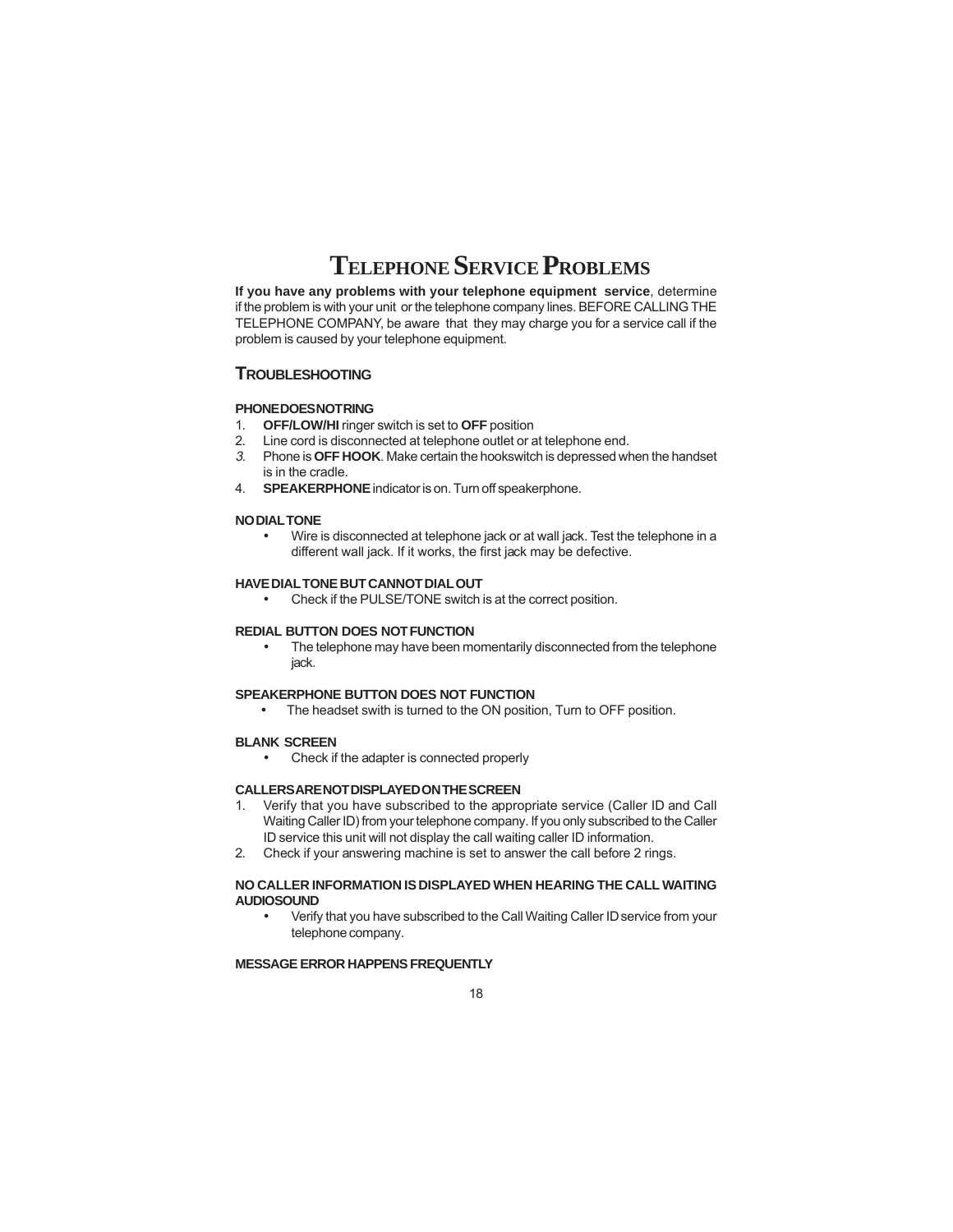# TELEPHONE SERVICE PROBLEMS

**If you have any problems with your telephone equipment service**, determine if the problem is with your unit or the telephone company lines. BEFORE CALLING THE TELEPHONE COMPANY, be aware that they may charge you for a service call if the problem is caused by your telephone equipment.

## TROUBLESHOOTING

**PHONE DOES NOT RING**

1. **OFF/LOW/HI** ringer switch is set to **OFF** position
2. Line cord is disconnected at telephone outlet or at telephone end.
3. Phone is **OFF HOOK**. Make certain the hookswitch is depressed when the handset is in the cradle.
4. **SPEAKERPHONE** indicator is on. Turn off speakerphone.

**NO DIAL TONE**

- Wire is disconnected at telephone jack or at wall jack. Test the telephone in a different wall jack. If it works, the first jack may be defective.

**HAVE DIAL TONE BUT CANNOT DIAL OUT**

- Check if the PULSE/TONE switch is at the correct position.

**REDIAL BUTTON DOES NOT FUNCTION**

- The telephone may have been momentarily disconnected from the telephone jack.

**SPEAKERPHONE BUTTON DOES NOT FUNCTION**

- The headset swith is turned to the ON position, Turn to OFF position.

**BLANK SCREEN**

- Check if the adapter is connected properly

**CALLERS ARE NOT DISPLAYED ON THE SCREEN**

1. Verify that you have subscribed to the appropriate service (Caller ID and Call Waiting Caller ID) from your telephone company. If you only subscribed to the Caller ID service this unit will not display the call waiting caller ID information.
2. Check if your answering machine is set to answer the call before 2 rings.

**NO CALLER INFORMATION IS DISPLAYED WHEN HEARING THE CALL WAITING AUDIOSOUND**

- Verify that you have subscribed to the Call Waiting Caller ID service from your telephone company.

**MESSAGE ERROR HAPPENS FREQUENTLY**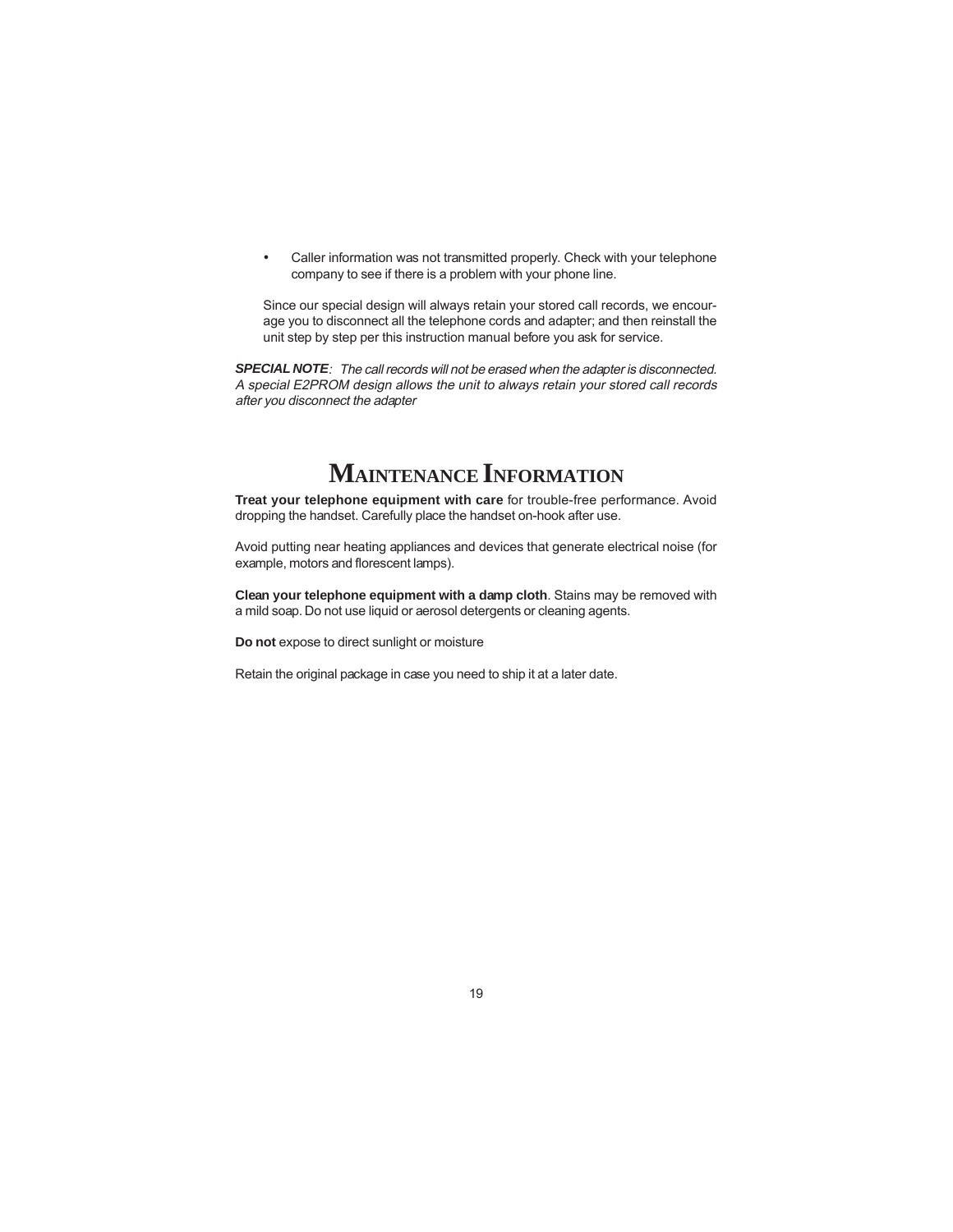- Caller information was not transmitted properly. Check with your telephone company to see if there is a problem with your phone line.

Since our special design will always retain your stored call records, we encourage you to disconnect all the telephone cords and adapter; and then reinstall the unit step by step per this instruction manual before you ask for service.

***SPECIAL NOTE****: The call records will not be erased when the adapter is disconnected. A special E2PROM design allows the unit to always retain your stored call records after you disconnect the adapter*

# MAINTENANCE INFORMATION

**Treat your telephone equipment with care** for trouble-free performance. Avoid dropping the handset. Carefully place the handset on-hook after use.

Avoid putting near heating appliances and devices that generate electrical noise (for example, motors and florescent lamps).

**Clean your telephone equipment with a damp cloth**. Stains may be removed with a mild soap. Do not use liquid or aerosol detergents or cleaning agents.

**Do not** expose to direct sunlight or moisture

Retain the original package in case you need to ship it at a later date.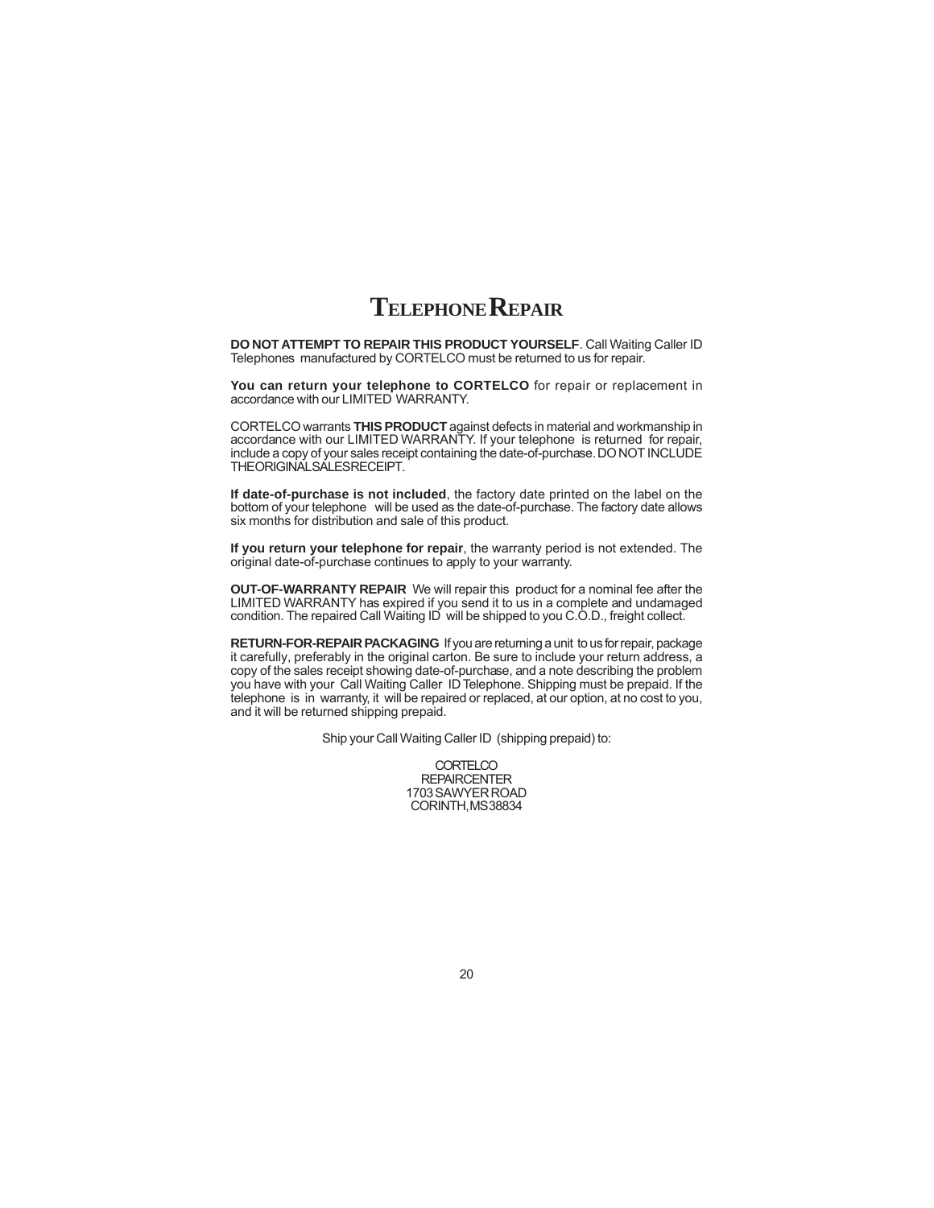# TELEPHONE REPAIR

**DO NOT ATTEMPT TO REPAIR THIS PRODUCT YOURSELF**. Call Waiting Caller ID Telephones manufactured by CORTELCO must be returned to us for repair.

**You can return your telephone to CORTELCO** for repair or replacement in accordance with our LIMITED WARRANTY.

CORTELCO warrants **THIS PRODUCT** against defects in material and workmanship in accordance with our LIMITED WARRANTY. If your telephone is returned for repair, include a copy of your sales receipt containing the date-of-purchase. DO NOT INCLUDE THE ORIGINAL SALES RECEIPT.

**If date-of-purchase is not included**, the factory date printed on the label on the bottom of your telephone will be used as the date-of-purchase. The factory date allows six months for distribution and sale of this product.

**If you return your telephone for repair**, the warranty period is not extended. The original date-of-purchase continues to apply to your warranty.

**OUT-OF-WARRANTY REPAIR** We will repair this product for a nominal fee after the LIMITED WARRANTY has expired if you send it to us in a complete and undamaged condition. The repaired Call Waiting ID will be shipped to you C.O.D., freight collect.

**RETURN-FOR-REPAIR PACKAGING** If you are returning a unit to us for repair, package it carefully, preferably in the original carton. Be sure to include your return address, a copy of the sales receipt showing date-of-purchase, and a note describing the problem you have with your Call Waiting Caller ID Telephone. Shipping must be prepaid. If the telephone is in warranty, it will be repaired or replaced, at our option, at no cost to you, and it will be returned shipping prepaid.

Ship your Call Waiting Caller ID (shipping prepaid) to:

CORTELCO
REPAIR CENTER
1703 SAWYER ROAD
CORINTH, MS 38834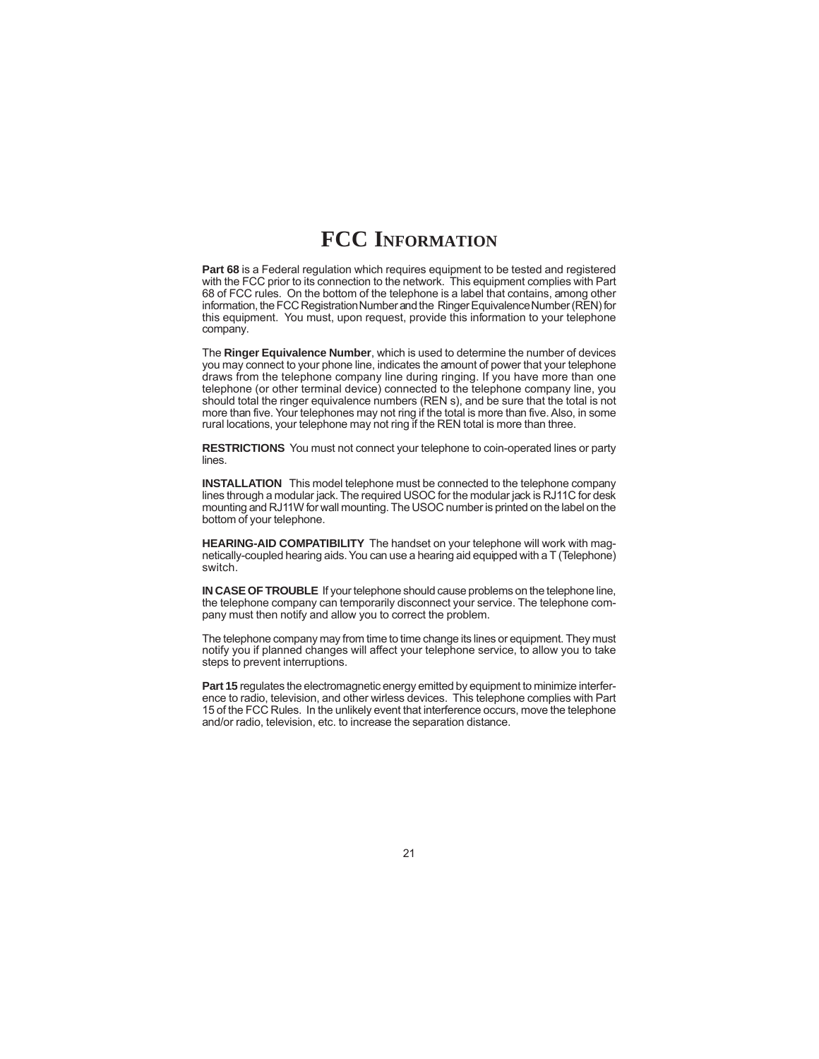# FCC INFORMATION

**Part 68** is a Federal regulation which requires equipment to be tested and registered with the FCC prior to its connection to the network. This equipment complies with Part 68 of FCC rules. On the bottom of the telephone is a label that contains, among other information, the FCC Registration Number and the Ringer Equivalence Number (REN) for this equipment. You must, upon request, provide this information to your telephone company.

The **Ringer Equivalence Number**, which is used to determine the number of devices you may connect to your phone line, indicates the amount of power that your telephone draws from the telephone company line during ringing. If you have more than one telephone (or other terminal device) connected to the telephone company line, you should total the ringer equivalence numbers (REN s), and be sure that the total is not more than five. Your telephones may not ring if the total is more than five. Also, in some rural locations, your telephone may not ring if the REN total is more than three.

**RESTRICTIONS** You must not connect your telephone to coin-operated lines or party lines.

**INSTALLATION** This model telephone must be connected to the telephone company lines through a modular jack. The required USOC for the modular jack is RJ11C for desk mounting and RJ11W for wall mounting. The USOC number is printed on the label on the bottom of your telephone.

**HEARING-AID COMPATIBILITY** The handset on your telephone will work with magnetically-coupled hearing aids. You can use a hearing aid equipped with a T (Telephone) switch.

**IN CASE OF TROUBLE** If your telephone should cause problems on the telephone line, the telephone company can temporarily disconnect your service. The telephone company must then notify and allow you to correct the problem.

The telephone company may from time to time change its lines or equipment. They must notify you if planned changes will affect your telephone service, to allow you to take steps to prevent interruptions.

**Part 15** regulates the electromagnetic energy emitted by equipment to minimize interference to radio, television, and other wirless devices. This telephone complies with Part 15 of the FCC Rules. In the unlikely event that interference occurs, move the telephone and/or radio, television, etc. to increase the separation distance.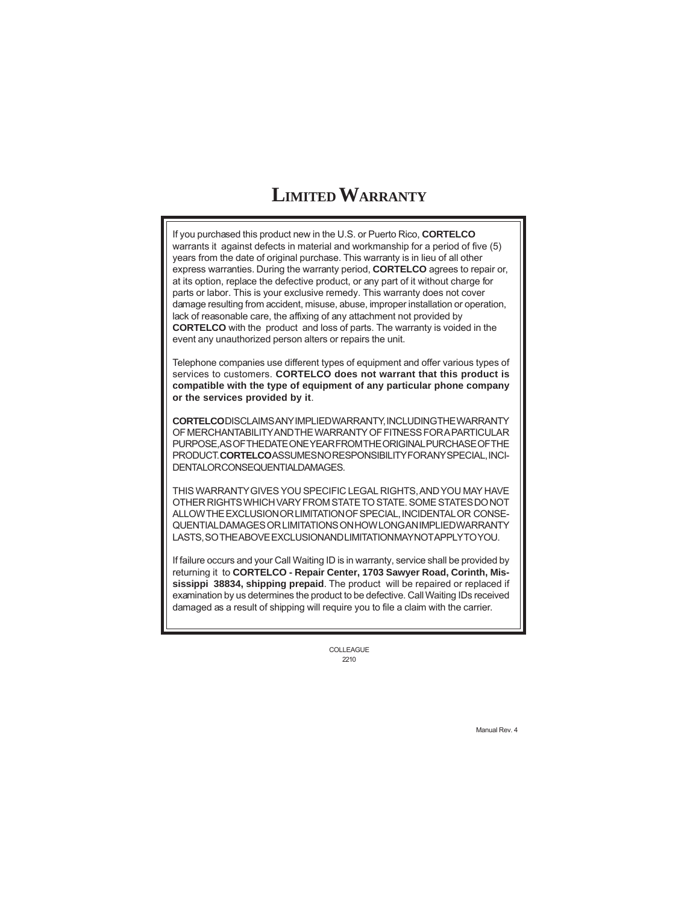# Limited Warranty

If you purchased this product new in the U.S. or Puerto Rico, **CORTELCO** warrants it against defects in material and workmanship for a period of five (5) years from the date of original purchase. This warranty is in lieu of all other express warranties. During the warranty period, **CORTELCO** agrees to repair or, at its option, replace the defective product, or any part of it without charge for parts or labor. This is your exclusive remedy. This warranty does not cover damage resulting from accident, misuse, abuse, improper installation or operation, lack of reasonable care, the affixing of any attachment not provided by **CORTELCO** with the product and loss of parts. The warranty is voided in the event any unauthorized person alters or repairs the unit.

Telephone companies use different types of equipment and offer various types of services to customers. **CORTELCO does not warrant that this product is compatible with the type of equipment of any particular phone company or the services provided by it**.

**CORTELCO** DISCLAIMS ANY IMPLIED WARRANTY, INCLUDING THE WARRANTY OF MERCHANTABILITY AND THE WARRANTY OF FITNESS FOR A PARTICULAR PURPOSE, AS OF THE DATE ONE YEAR FROM THE ORIGINAL PURCHASE OF THE PRODUCT. **CORTELCO** ASSUMES NO RESPONSIBILITY FOR ANY SPECIAL, INCIDENTAL OR CONSEQUENTIAL DAMAGES.

THIS WARRANTY GIVES YOU SPECIFIC LEGAL RIGHTS, AND YOU MAY HAVE OTHER RIGHTS WHICH VARY FROM STATE TO STATE. SOME STATES DO NOT ALLOW THE EXCLUSION OR LIMITATION OF SPECIAL, INCIDENTAL OR CONSEQUENTIAL DAMAGES OR LIMITATIONS ON HOW LONG AN IMPLIED WARRANTY LASTS, SO THE ABOVE EXCLUSION AND LIMITATION MAY NOT APPLY TO YOU.

If failure occurs and your Call Waiting ID is in warranty, service shall be provided by returning it to **CORTELCO - Repair Center, 1703 Sawyer Road, Corinth, Mississippi 38834, shipping prepaid**. The product will be repaired or replaced if examination by us determines the product to be defective. Call Waiting IDs received damaged as a result of shipping will require you to file a claim with the carrier.

COLLEAGUE
2210

Manual Rev. 4